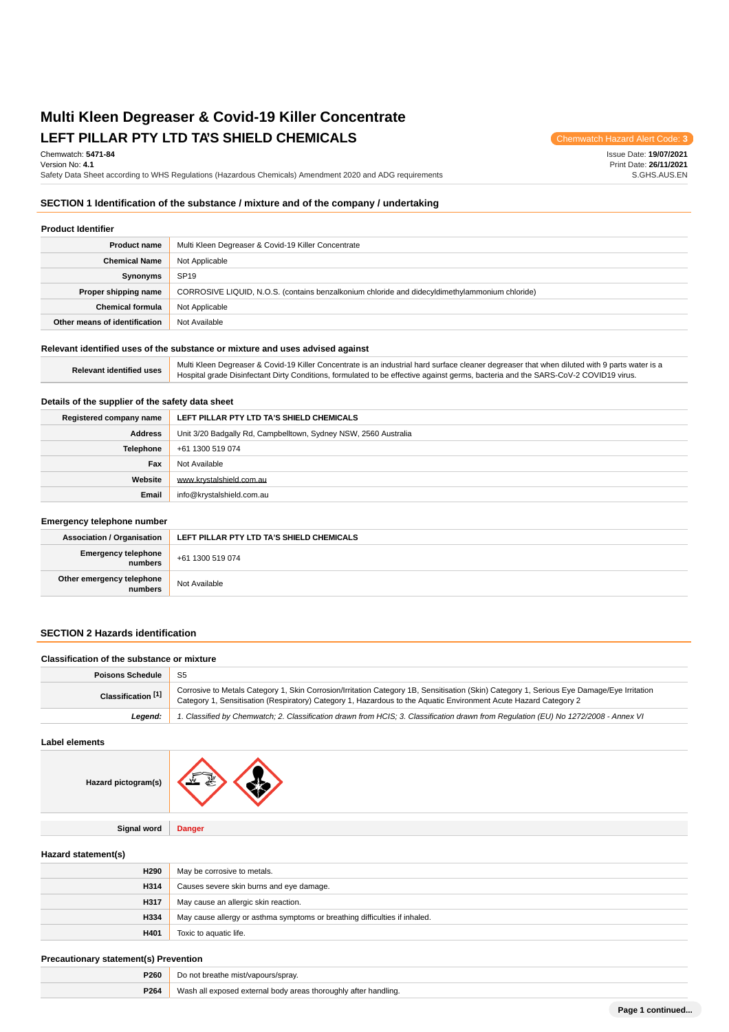# Multi Kleen Degreaser & Covid-19 Killer Concentrate

## LEFT PILLAR PTY LTD TA'S SHIELD CHEMICALS

Chemwatch Hazard Alert Code: **3**

Chemwatch: **5471-84**
Version No: **4.1**
Safety Data Sheet according to WHS Regulations (Hazardous Chemicals) Amendment 2020 and ADG requirements

Issue Date: **19/07/2021**
Print Date: **26/11/2021**
S.GHS.AUS.EN

## SECTION 1 Identification of the substance / mixture and of the company / undertaking

### Product Identifier

| | |
|---|---|
| **Product name** | Multi Kleen Degreaser & Covid-19 Killer Concentrate |
| **Chemical Name** | Not Applicable |
| **Synonyms** | SP19 |
| **Proper shipping name** | CORROSIVE LIQUID, N.O.S. (contains benzalkonium chloride and didecyldimethylammonium chloride) |
| **Chemical formula** | Not Applicable |
| **Other means of identification** | Not Available |

### Relevant identified uses of the substance or mixture and uses advised against

| | |
|---|---|
| **Relevant identified uses** | Multi Kleen Degreaser & Covid-19 Killer Concentrate is an industrial hard surface cleaner degreaser that when diluted with 9 parts water is a Hospital grade Disinfectant Dirty Conditions, formulated to be effective against germs, bacteria and the SARS-CoV-2 COVID19 virus. |

### Details of the supplier of the safety data sheet

| | |
|---|---|
| **Registered company name** | **LEFT PILLAR PTY LTD TA'S SHIELD CHEMICALS** |
| **Address** | Unit 3/20 Badgally Rd, Campbelltown, Sydney NSW, 2560 Australia |
| **Telephone** | +61 1300 519 074 |
| **Fax** | Not Available |
| **Website** | www.krystalshield.com.au |
| **Email** | info@krystalshield.com.au |

### Emergency telephone number

| | |
|---|---|
| **Association / Organisation** | **LEFT PILLAR PTY LTD TA'S SHIELD CHEMICALS** |
| **Emergency telephone numbers** | +61 1300 519 074 |
| **Other emergency telephone numbers** | Not Available |

## SECTION 2 Hazards identification

### Classification of the substance or mixture

| | |
|---|---|
| **Poisons Schedule** | S5 |
| **Classification [1]** | Corrosive to Metals Category 1, Skin Corrosion/Irritation Category 1B, Sensitisation (Skin) Category 1, Serious Eye Damage/Eye Irritation Category 1, Sensitisation (Respiratory) Category 1, Hazardous to the Aquatic Environment Acute Hazard Category 2 |
| ***Legend:*** | *1. Classified by Chemwatch; 2. Classification drawn from HCIS; 3. Classification drawn from Regulation (EU) No 1272/2008 - Annex VI* |

### Label elements

| | |
|---|---|
| **Hazard pictogram(s)** | |
| **Signal word** | **Danger** |

### Hazard statement(s)

| | |
|---|---|
| **H290** | May be corrosive to metals. |
| **H314** | Causes severe skin burns and eye damage. |
| **H317** | May cause an allergic skin reaction. |
| **H334** | May cause allergy or asthma symptoms or breathing difficulties if inhaled. |
| **H401** | Toxic to aquatic life. |

### Precautionary statement(s) Prevention

| | |
|---|---|
| **P260** | Do not breathe mist/vapours/spray. |
| **P264** | Wash all exposed external body areas thoroughly after handling. |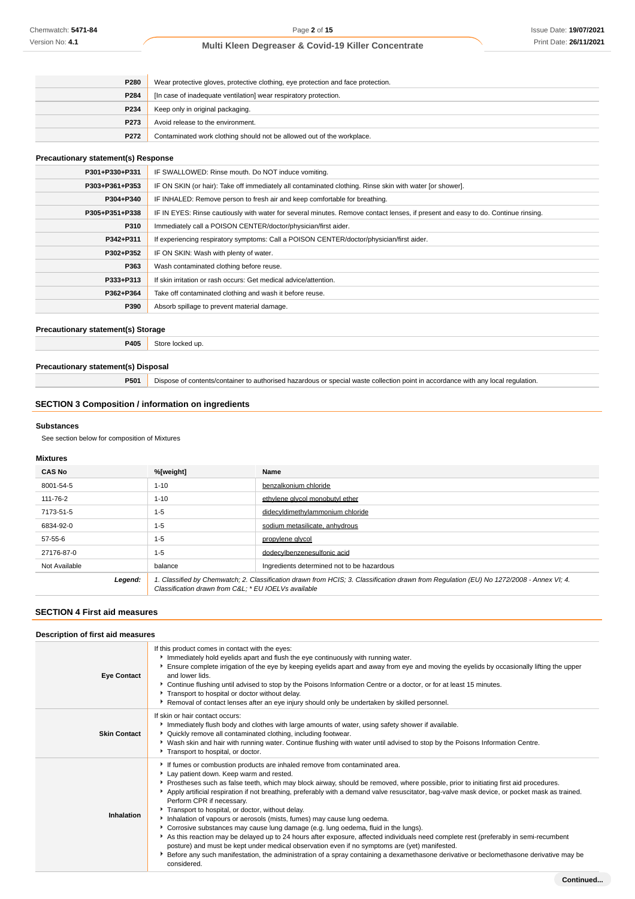| | |
|---|---|
| **P280** | Wear protective gloves, protective clothing, eye protection and face protection. |
| **P284** | [In case of inadequate ventilation] wear respiratory protection. |
| **P234** | Keep only in original packaging. |
| **P273** | Avoid release to the environment. |
| **P272** | Contaminated work clothing should not be allowed out of the workplace. |

### Precautionary statement(s) Response

| | |
|---|---|
| **P301+P330+P331** | IF SWALLOWED: Rinse mouth. Do NOT induce vomiting. |
| **P303+P361+P353** | IF ON SKIN (or hair): Take off immediately all contaminated clothing. Rinse skin with water [or shower]. |
| **P304+P340** | IF INHALED: Remove person to fresh air and keep comfortable for breathing. |
| **P305+P351+P338** | IF IN EYES: Rinse cautiously with water for several minutes. Remove contact lenses, if present and easy to do. Continue rinsing. |
| **P310** | Immediately call a POISON CENTER/doctor/physician/first aider. |
| **P342+P311** | If experiencing respiratory symptoms: Call a POISON CENTER/doctor/physician/first aider. |
| **P302+P352** | IF ON SKIN: Wash with plenty of water. |
| **P363** | Wash contaminated clothing before reuse. |
| **P333+P313** | If skin irritation or rash occurs: Get medical advice/attention. |
| **P362+P364** | Take off contaminated clothing and wash it before reuse. |
| **P390** | Absorb spillage to prevent material damage. |

### Precautionary statement(s) Storage

| | |
|---|---|
| **P405** | Store locked up. |

### Precautionary statement(s) Disposal

| | |
|---|---|
| **P501** | Dispose of contents/container to authorised hazardous or special waste collection point in accordance with any local regulation. |

## SECTION 3 Composition / information on ingredients

### Substances

See section below for composition of Mixtures

### Mixtures

| CAS No | %[weight] | Name |
|---|---|---|
| 8001-54-5 | 1-10 | benzalkonium chloride |
| 111-76-2 | 1-10 | ethylene glycol monobutyl ether |
| 7173-51-5 | 1-5 | didecyldimethylammonium chloride |
| 6834-92-0 | 1-5 | sodium metasilicate, anhydrous |
| 57-55-6 | 1-5 | propylene glycol |
| 27176-87-0 | 1-5 | dodecylbenzenesulfonic acid |
| Not Available | balance | Ingredients determined not to be hazardous |
| ***Legend:*** | *1. Classified by Chemwatch; 2. Classification drawn from HCIS; 3. Classification drawn from Regulation (EU) No 1272/2008 - Annex VI; 4. Classification drawn from C&L; * EU IOELVs available* | |

## SECTION 4 First aid measures

### Description of first aid measures

| | |
|---|---|
| **Eye Contact** | If this product comes in contact with the eyes:<br>- Immediately hold eyelids apart and flush the eye continuously with running water.<br>- Ensure complete irrigation of the eye by keeping eyelids apart and away from eye and moving the eyelids by occasionally lifting the upper and lower lids.<br>- Continue flushing until advised to stop by the Poisons Information Centre or a doctor, or for at least 15 minutes.<br>- Transport to hospital or doctor without delay.<br>- Removal of contact lenses after an eye injury should only be undertaken by skilled personnel. |
| **Skin Contact** | If skin or hair contact occurs:<br>- Immediately flush body and clothes with large amounts of water, using safety shower if available.<br>- Quickly remove all contaminated clothing, including footwear.<br>- Wash skin and hair with running water. Continue flushing with water until advised to stop by the Poisons Information Centre.<br>- Transport to hospital, or doctor. |
| **Inhalation** | - If fumes or combustion products are inhaled remove from contaminated area.<br>- Lay patient down. Keep warm and rested.<br>- Prostheses such as false teeth, which may block airway, should be removed, where possible, prior to initiating first aid procedures.<br>- Apply artificial respiration if not breathing, preferably with a demand valve resuscitator, bag-valve mask device, or pocket mask as trained. Perform CPR if necessary.<br>- Transport to hospital, or doctor, without delay.<br>- Inhalation of vapours or aerosols (mists, fumes) may cause lung oedema.<br>- Corrosive substances may cause lung damage (e.g. lung oedema, fluid in the lungs).<br>- As this reaction may be delayed up to 24 hours after exposure, affected individuals need complete rest (preferably in semi-recumbent posture) and must be kept under medical observation even if no symptoms are (yet) manifested.<br>- Before any such manifestation, the administration of a spray containing a dexamethasone derivative or beclomethasone derivative may be considered. |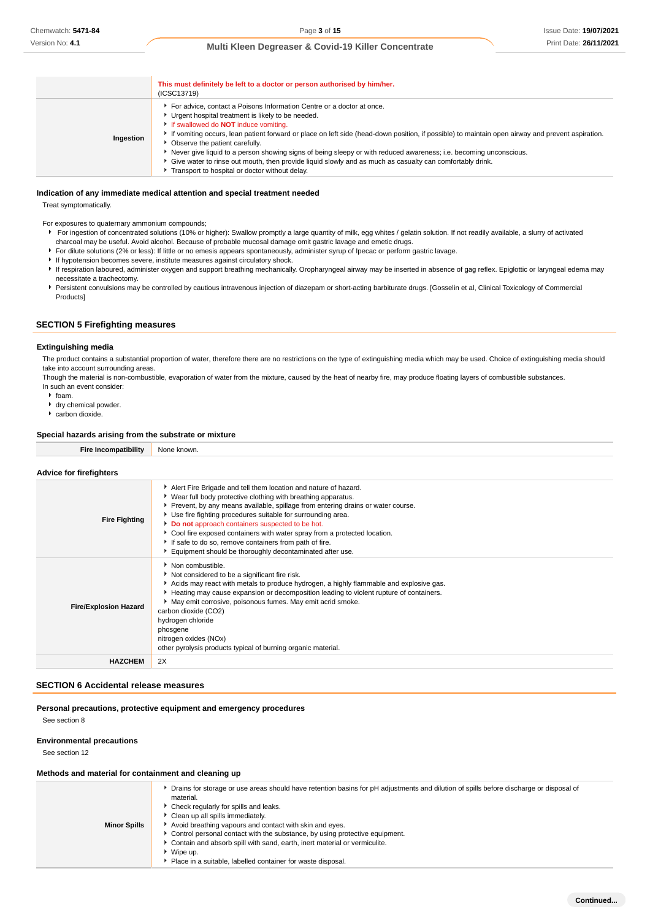| | |
|---|---|
| | **This must definitely be left to a doctor or person authorised by him/her.** (ICSC13719) |
| **Ingestion** | For advice, contact a Poisons Information Centre or a doctor at once.<br>Urgent hospital treatment is likely to be needed.<br>If swallowed do **NOT** induce vomiting.<br>If vomiting occurs, lean patient forward or place on left side (head-down position, if possible) to maintain open airway and prevent aspiration.<br>Observe the patient carefully.<br>Never give liquid to a person showing signs of being sleepy or with reduced awareness; i.e. becoming unconscious.<br>Give water to rinse out mouth, then provide liquid slowly and as much as casualty can comfortably drink.<br>Transport to hospital or doctor without delay. |

### Indication of any immediate medical attention and special treatment needed

Treat symptomatically.

For exposures to quaternary ammonium compounds;

- For ingestion of concentrated solutions (10% or higher): Swallow promptly a large quantity of milk, egg whites / gelatin solution. If not readily available, a slurry of activated charcoal may be useful. Avoid alcohol. Because of probable mucosal damage omit gastric lavage and emetic drugs.
- For dilute solutions (2% or less): If little or no emesis appears spontaneously, administer syrup of Ipecac or perform gastric lavage.
- If hypotension becomes severe, institute measures against circulatory shock.
- If respiration laboured, administer oxygen and support breathing mechanically. Oropharyngeal airway may be inserted in absence of gag reflex. Epiglottic or laryngeal edema may necessitate a tracheotomy.
- Persistent convulsions may be controlled by cautious intravenous injection of diazepam or short-acting barbiturate drugs. [Gosselin et al, Clinical Toxicology of Commercial Products]

## SECTION 5 Firefighting measures

### Extinguishing media

The product contains a substantial proportion of water, therefore there are no restrictions on the type of extinguishing media which may be used. Choice of extinguishing media should take into account surrounding areas.

Though the material is non-combustible, evaporation of water from the mixture, caused by the heat of nearby fire, may produce floating layers of combustible substances.

In such an event consider:

- foam.
- dry chemical powder.
- carbon dioxide.

### Special hazards arising from the substrate or mixture

| | |
|---|---|
| **Fire Incompatibility** | None known. |

### Advice for firefighters

| | |
|---|---|
| **Fire Fighting** | Alert Fire Brigade and tell them location and nature of hazard.<br>Wear full body protective clothing with breathing apparatus.<br>Prevent, by any means available, spillage from entering drains or water course.<br>Use fire fighting procedures suitable for surrounding area.<br>**Do not** approach containers suspected to be hot.<br>Cool fire exposed containers with water spray from a protected location.<br>If safe to do so, remove containers from path of fire.<br>Equipment should be thoroughly decontaminated after use. |
| **Fire/Explosion Hazard** | Non combustible.<br>Not considered to be a significant fire risk.<br>Acids may react with metals to produce hydrogen, a highly flammable and explosive gas.<br>Heating may cause expansion or decomposition leading to violent rupture of containers.<br>May emit corrosive, poisonous fumes. May emit acrid smoke.<br>carbon dioxide ($CO_2$)<br>hydrogen chloride<br>phosgene<br>nitrogen oxides ($NO_x$)<br>other pyrolysis products typical of burning organic material. |
| **HAZCHEM** | 2X |

## SECTION 6 Accidental release measures

### Personal precautions, protective equipment and emergency procedures

See section 8

### Environmental precautions

See section 12

### Methods and material for containment and cleaning up

| | |
|---|---|
| **Minor Spills** | Drains for storage or use areas should have retention basins for pH adjustments and dilution of spills before discharge or disposal of material.<br>Check regularly for spills and leaks.<br>Clean up all spills immediately.<br>Avoid breathing vapours and contact with skin and eyes.<br>Control personal contact with the substance, by using protective equipment.<br>Contain and absorb spill with sand, earth, inert material or vermiculite.<br>Wipe up.<br>Place in a suitable, labelled container for waste disposal. |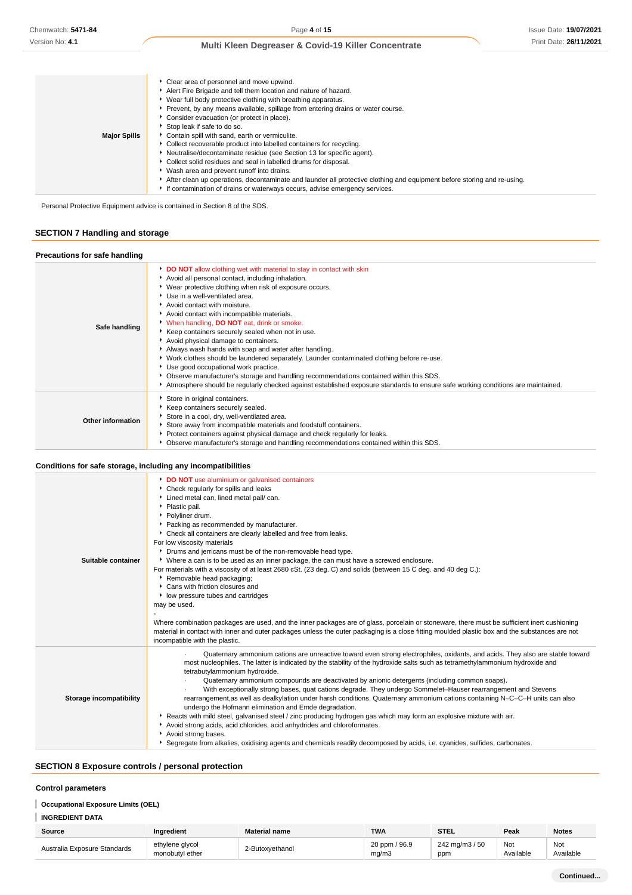| | |
|---|---|
| **Major Spills** | ‣ Clear area of personnel and move upwind.<br>‣ Alert Fire Brigade and tell them location and nature of hazard.<br>‣ Wear full body protective clothing with breathing apparatus.<br>‣ Prevent, by any means available, spillage from entering drains or water course.<br>‣ Consider evacuation (or protect in place).<br>‣ Stop leak if safe to do so.<br>‣ Contain spill with sand, earth or vermiculite.<br>‣ Collect recoverable product into labelled containers for recycling.<br>‣ Neutralise/decontaminate residue (see Section 13 for specific agent).<br>‣ Collect solid residues and seal in labelled drums for disposal.<br>‣ Wash area and prevent runoff into drains.<br>‣ After clean up operations, decontaminate and launder all protective clothing and equipment before storing and re-using.<br>‣ If contamination of drains or waterways occurs, advise emergency services. |

Personal Protective Equipment advice is contained in Section 8 of the SDS.

## SECTION 7 Handling and storage

### Precautions for safe handling

| | |
|---|---|
| **Safe handling** | ‣ **DO NOT** allow clothing wet with material to stay in contact with skin<br>‣ Avoid all personal contact, including inhalation.<br>‣ Wear protective clothing when risk of exposure occurs.<br>‣ Use in a well-ventilated area.<br>‣ Avoid contact with moisture.<br>‣ Avoid contact with incompatible materials.<br>‣ When handling, **DO NOT** eat, drink or smoke.<br>‣ Keep containers securely sealed when not in use.<br>‣ Avoid physical damage to containers.<br>‣ Always wash hands with soap and water after handling.<br>‣ Work clothes should be laundered separately. Launder contaminated clothing before re-use.<br>‣ Use good occupational work practice.<br>‣ Observe manufacturer's storage and handling recommendations contained within this SDS.<br>‣ Atmosphere should be regularly checked against established exposure standards to ensure safe working conditions are maintained. |
| **Other information** | ‣ Store in original containers.<br>‣ Keep containers securely sealed.<br>‣ Store in a cool, dry, well-ventilated area.<br>‣ Store away from incompatible materials and foodstuff containers.<br>‣ Protect containers against physical damage and check regularly for leaks.<br>‣ Observe manufacturer's storage and handling recommendations contained within this SDS. |

### Conditions for safe storage, including any incompatibilities

| | |
|---|---|
| **Suitable container** | ‣ **DO NOT** use aluminium or galvanised containers<br>‣ Check regularly for spills and leaks<br>‣ Lined metal can, lined metal pail/ can.<br>‣ Plastic pail.<br>‣ Polyliner drum.<br>‣ Packing as recommended by manufacturer.<br>‣ Check all containers are clearly labelled and free from leaks.<br>For low viscosity materials<br>‣ Drums and jerricans must be of the non-removable head type.<br>‣ Where a can is to be used as an inner package, the can must have a screwed enclosure.<br>For materials with a viscosity of at least 2680 cSt. (23 deg. C) and solids (between 15 C deg. and 40 deg C.):<br>‣ Removable head packaging;<br>‣ Cans with friction closures and<br>‣ low pressure tubes and cartridges<br>may be used.<br>-<br>Where combination packages are used, and the inner packages are of glass, porcelain or stoneware, there must be sufficient inert cushioning material in contact with inner and outer packages unless the outer packaging is a close fitting moulded plastic box and the substances are not incompatible with the plastic. |
| **Storage incompatibility** | · Quaternary ammonium cations are unreactive toward even strong electrophiles, oxidants, and acids. They also are stable toward most nucleophiles. The latter is indicated by the stability of the hydroxide salts such as tetramethylammonium hydroxide and tetrabutylammonium hydroxide.<br>· Quaternary ammonium compounds are deactivated by anionic detergents (including common soaps).<br>· With exceptionally strong bases, quat cations degrade. They undergo Sommelet–Hauser rearrangement and Stevens rearrangement,as well as dealkylation under harsh conditions. Quaternary ammonium cations containing N–C–C–H units can also undergo the Hofmann elimination and Emde degradation.<br>‣ Reacts with mild steel, galvanised steel / zinc producing hydrogen gas which may form an explosive mixture with air.<br>‣ Avoid strong acids, acid chlorides, acid anhydrides and chloroformates.<br>‣ Avoid strong bases.<br>‣ Segregate from alkalies, oxidising agents and chemicals readily decomposed by acids, i.e. cyanides, sulfides, carbonates. |

## SECTION 8 Exposure controls / personal protection

### Control parameters

**Occupational Exposure Limits (OEL)**

**INGREDIENT DATA**

| Source | Ingredient | Material name | TWA | STEL | Peak | Notes |
|---|---|---|---|---|---|---|
| Australia Exposure Standards | ethylene glycol monobutyl ether | 2-Butoxyethanol | 20 ppm / 96.9 mg/m3 | 242 mg/m3 / 50 ppm | Not Available | Not Available |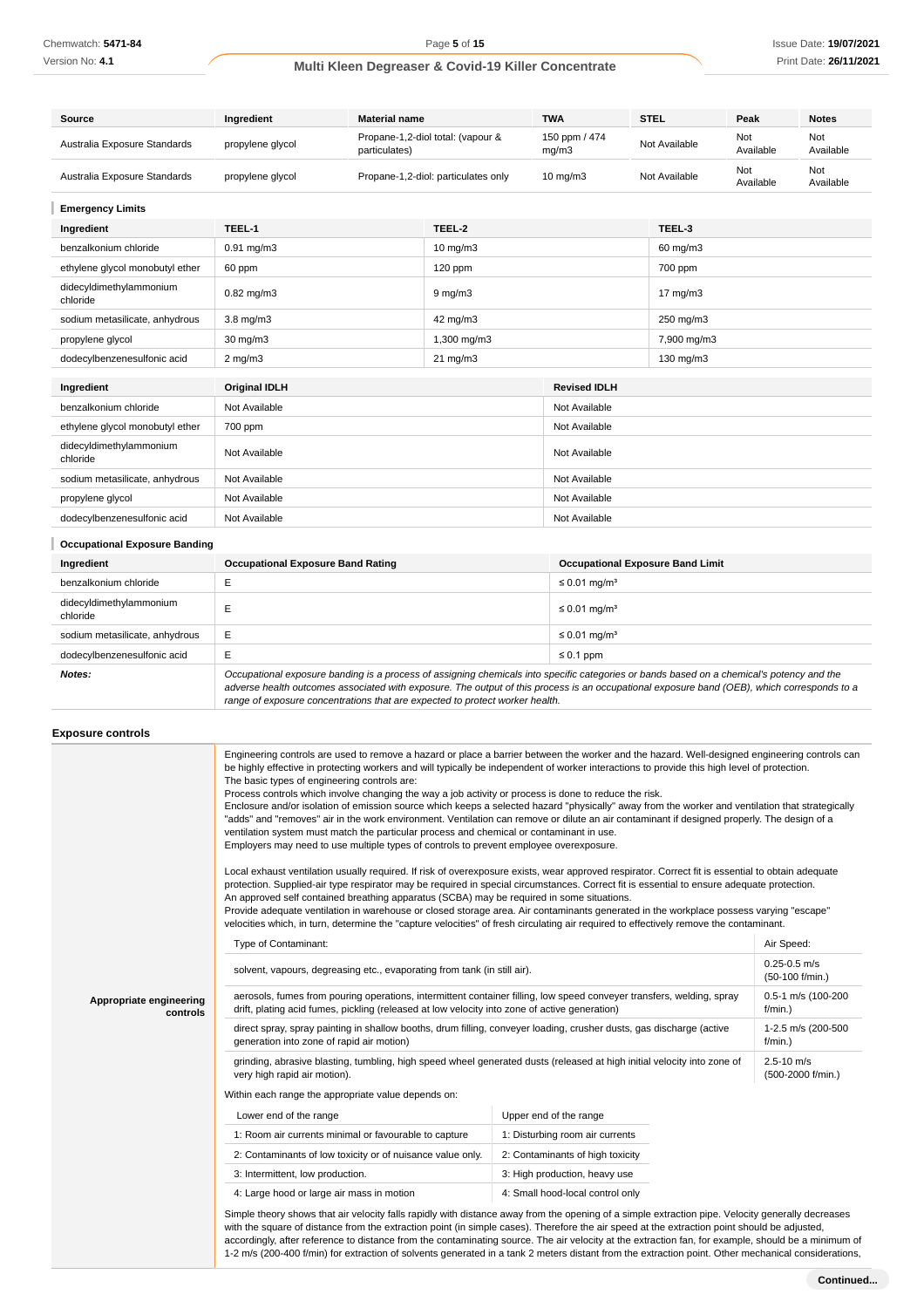| Source | Ingredient | Material name | TWA | STEL | Peak | Notes |
|---|---|---|---|---|---|---|
| Australia Exposure Standards | propylene glycol | Propane-1,2-diol total: (vapour & particulates) | 150 ppm / 474 mg/m3 | Not Available | Not Available | Not Available |
| Australia Exposure Standards | propylene glycol | Propane-1,2-diol: particulates only | 10 mg/m3 | Not Available | Not Available | Not Available |

### Emergency Limits

| Ingredient | TEEL-1 | TEEL-2 | TEEL-3 |
|---|---|---|---|
| benzalkonium chloride | 0.91 mg/m3 | 10 mg/m3 | 60 mg/m3 |
| ethylene glycol monobutyl ether | 60 ppm | 120 ppm | 700 ppm |
| didecyldimethylammonium chloride | 0.82 mg/m3 | 9 mg/m3 | 17 mg/m3 |
| sodium metasilicate, anhydrous | 3.8 mg/m3 | 42 mg/m3 | 250 mg/m3 |
| propylene glycol | 30 mg/m3 | 1,300 mg/m3 | 7,900 mg/m3 |
| dodecylbenzenesulfonic acid | 2 mg/m3 | 21 mg/m3 | 130 mg/m3 |

| Ingredient | Original IDLH | Revised IDLH |
|---|---|---|
| benzalkonium chloride | Not Available | Not Available |
| ethylene glycol monobutyl ether | 700 ppm | Not Available |
| didecyldimethylammonium chloride | Not Available | Not Available |
| sodium metasilicate, anhydrous | Not Available | Not Available |
| propylene glycol | Not Available | Not Available |
| dodecylbenzenesulfonic acid | Not Available | Not Available |

### Occupational Exposure Banding

| Ingredient | Occupational Exposure Band Rating | Occupational Exposure Band Limit |
|---|---|---|
| benzalkonium chloride | E | ≤ 0.01 mg/m³ |
| didecyldimethylammonium chloride | E | ≤ 0.01 mg/m³ |
| sodium metasilicate, anhydrous | E | ≤ 0.01 mg/m³ |
| dodecylbenzenesulfonic acid | E | ≤ 0.1 ppm |
| ***Notes:*** | *Occupational exposure banding is a process of assigning chemicals into specific categories or bands based on a chemical's potency and the adverse health outcomes associated with exposure. The output of this process is an occupational exposure band (OEB), which corresponds to a range of exposure concentrations that are expected to protect worker health.* | |

## Exposure controls

**Appropriate engineering controls**

Engineering controls are used to remove a hazard or place a barrier between the worker and the hazard. Well-designed engineering controls can be highly effective in protecting workers and will typically be independent of worker interactions to provide this high level of protection.
The basic types of engineering controls are:
Process controls which involve changing the way a job activity or process is done to reduce the risk.
Enclosure and/or isolation of emission source which keeps a selected hazard "physically" away from the worker and ventilation that strategically "adds" and "removes" air in the work environment. Ventilation can remove or dilute an air contaminant if designed properly. The design of a ventilation system must match the particular process and chemical or contaminant in use.
Employers may need to use multiple types of controls to prevent employee overexposure.

Local exhaust ventilation usually required. If risk of overexposure exists, wear approved respirator. Correct fit is essential to obtain adequate protection. Supplied-air type respirator may be required in special circumstances. Correct fit is essential to ensure adequate protection.
An approved self contained breathing apparatus (SCBA) may be required in some situations.
Provide adequate ventilation in warehouse or closed storage area. Air contaminants generated in the workplace possess varying "escape" velocities which, in turn, determine the "capture velocities" of fresh circulating air required to effectively remove the contaminant.

| Type of Contaminant: | Air Speed: |
|---|---|
| solvent, vapours, degreasing etc., evaporating from tank (in still air). | 0.25-0.5 m/s (50-100 f/min.) |
| aerosols, fumes from pouring operations, intermittent container filling, low speed conveyer transfers, welding, spray drift, plating acid fumes, pickling (released at low velocity into zone of active generation) | 0.5-1 m/s (100-200 f/min.) |
| direct spray, spray painting in shallow booths, drum filling, conveyer loading, crusher dusts, gas discharge (active generation into zone of rapid air motion) | 1-2.5 m/s (200-500 f/min.) |
| grinding, abrasive blasting, tumbling, high speed wheel generated dusts (released at high initial velocity into zone of very high rapid air motion). | 2.5-10 m/s (500-2000 f/min.) |

Within each range the appropriate value depends on:

| Lower end of the range | Upper end of the range |
|---|---|
| 1: Room air currents minimal or favourable to capture | 1: Disturbing room air currents |
| 2: Contaminants of low toxicity or of nuisance value only. | 2: Contaminants of high toxicity |
| 3: Intermittent, low production. | 3: High production, heavy use |
| 4: Large hood or large air mass in motion | 4: Small hood-local control only |

Simple theory shows that air velocity falls rapidly with distance away from the opening of a simple extraction pipe. Velocity generally decreases with the square of distance from the extraction point (in simple cases). Therefore the air speed at the extraction point should be adjusted, accordingly, after reference to distance from the contaminating source. The air velocity at the extraction fan, for example, should be a minimum of 1-2 m/s (200-400 f/min) for extraction of solvents generated in a tank 2 meters distant from the extraction point. Other mechanical considerations,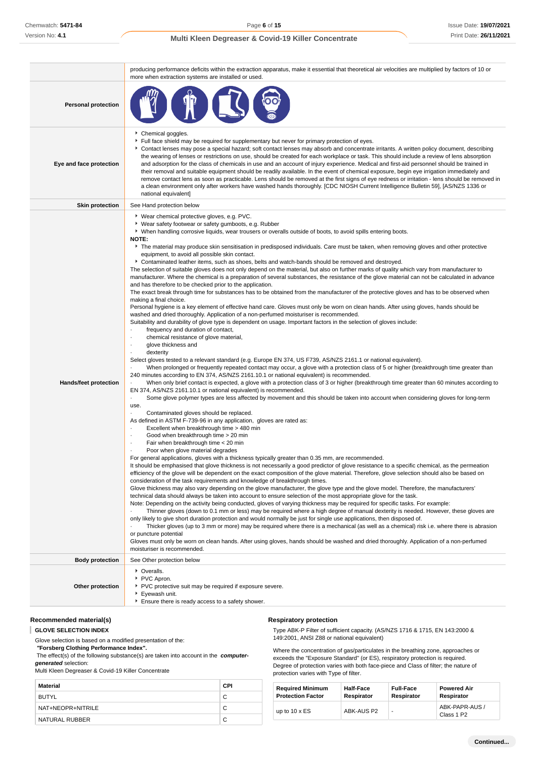| | |
|---|---|
| | producing performance deficits within the extraction apparatus, make it essential that theoretical air velocities are multiplied by factors of 10 or more when extraction systems are installed or used. |
| **Personal protection** | |
| **Eye and face protection** | ▸ Chemical goggles.<br>▸ Full face shield may be required for supplementary but never for primary protection of eyes.<br>▸ Contact lenses may pose a special hazard; soft contact lenses may absorb and concentrate irritants. A written policy document, describing the wearing of lenses or restrictions on use, should be created for each workplace or task. This should include a review of lens absorption and adsorption for the class of chemicals in use and an account of injury experience. Medical and first-aid personnel should be trained in their removal and suitable equipment should be readily available. In the event of chemical exposure, begin eye irrigation immediately and remove contact lens as soon as practicable. Lens should be removed at the first signs of eye redness or irritation - lens should be removed in a clean environment only after workers have washed hands thoroughly. [CDC NIOSH Current Intelligence Bulletin 59], [AS/NZS 1336 or national equivalent] |
| **Skin protection** | See Hand protection below |
| **Hands/feet protection** | ▸ Wear chemical protective gloves, e.g. PVC.<br>▸ Wear safety footwear or safety gumboots, e.g. Rubber<br>▸ When handling corrosive liquids, wear trousers or overalls outside of boots, to avoid spills entering boots.<br>**NOTE:**<br>▸ The material may produce skin sensitisation in predisposed individuals. Care must be taken, when removing gloves and other protective equipment, to avoid all possible skin contact.<br>▸ Contaminated leather items, such as shoes, belts and watch-bands should be removed and destroyed.<br>The selection of suitable gloves does not only depend on the material, but also on further marks of quality which vary from manufacturer to manufacturer. Where the chemical is a preparation of several substances, the resistance of the glove material can not be calculated in advance and has therefore to be checked prior to the application.<br>The exact break through time for substances has to be obtained from the manufacturer of the protective gloves and has to be observed when making a final choice.<br>Personal hygiene is a key element of effective hand care. Gloves must only be worn on clean hands. After using gloves, hands should be washed and dried thoroughly. Application of a non-perfumed moisturiser is recommended.<br>Suitability and durability of glove type is dependent on usage. Important factors in the selection of gloves include:<br>· frequency and duration of contact,<br>· chemical resistance of glove material,<br>· glove thickness and<br>· dexterity<br>Select gloves tested to a relevant standard (e.g. Europe EN 374, US F739, AS/NZS 2161.1 or national equivalent).<br>· When prolonged or frequently repeated contact may occur, a glove with a protection class of 5 or higher (breakthrough time greater than 240 minutes according to EN 374, AS/NZS 2161.10.1 or national equivalent) is recommended.<br>· When only brief contact is expected, a glove with a protection class of 3 or higher (breakthrough time greater than 60 minutes according to EN 374, AS/NZS 2161.10.1 or national equivalent) is recommended.<br>· Some glove polymer types are less affected by movement and this should be taken into account when considering gloves for long-term use.<br>· Contaminated gloves should be replaced.<br>As defined in ASTM F-739-96 in any application, gloves are rated as:<br>· Excellent when breakthrough time > 480 min<br>· Good when breakthrough time > 20 min<br>· Fair when breakthrough time < 20 min<br>· Poor when glove material degrades<br>For general applications, gloves with a thickness typically greater than 0.35 mm, are recommended.<br>It should be emphasised that glove thickness is not necessarily a good predictor of glove resistance to a specific chemical, as the permeation efficiency of the glove will be dependent on the exact composition of the glove material. Therefore, glove selection should also be based on consideration of the task requirements and knowledge of breakthrough times.<br>Glove thickness may also vary depending on the glove manufacturer, the glove type and the glove model. Therefore, the manufacturers' technical data should always be taken into account to ensure selection of the most appropriate glove for the task.<br>Note: Depending on the activity being conducted, gloves of varying thickness may be required for specific tasks. For example:<br>· Thinner gloves (down to 0.1 mm or less) may be required where a high degree of manual dexterity is needed. However, these gloves are only likely to give short duration protection and would normally be just for single use applications, then disposed of.<br>· Thicker gloves (up to 3 mm or more) may be required where there is a mechanical (as well as a chemical) risk i.e. where there is abrasion or puncture potential<br>Gloves must only be worn on clean hands. After using gloves, hands should be washed and dried thoroughly. Application of a non-perfumed moisturiser is recommended. |
| **Body protection** | See Other protection below |
| **Other protection** | ▸ Overalls.<br>▸ PVC Apron.<br>▸ PVC protective suit may be required if exposure severe.<br>▸ Eyewash unit.<br>▸ Ensure there is ready access to a safety shower. |

### Recommended material(s)

**GLOVE SELECTION INDEX**

Glove selection is based on a modified presentation of the:
***"Forsberg Clothing Performance Index".***
The effect(s) of the following substance(s) are taken into account in the ***computer-generated*** selection:
Multi Kleen Degreaser & Covid-19 Killer Concentrate

| Material | CPI |
|---|---|
| BUTYL | C |
| NAT+NEOPR+NITRILE | C |
| NATURAL RUBBER | C |

### Respiratory protection

Type ABK-P Filter of sufficient capacity. (AS/NZS 1716 & 1715, EN 143:2000 & 149:2001, ANSI Z88 or national equivalent)

Where the concentration of gas/particulates in the breathing zone, approaches or exceeds the "Exposure Standard" (or ES), respiratory protection is required.
Degree of protection varies with both face-piece and Class of filter; the nature of protection varies with Type of filter.

| Required Minimum Protection Factor | Half-Face Respirator | Full-Face Respirator | Powered Air Respirator |
|---|---|---|---|
| up to 10 x ES | ABK-AUS P2 | - | ABK-PAPR-AUS / Class 1 P2 |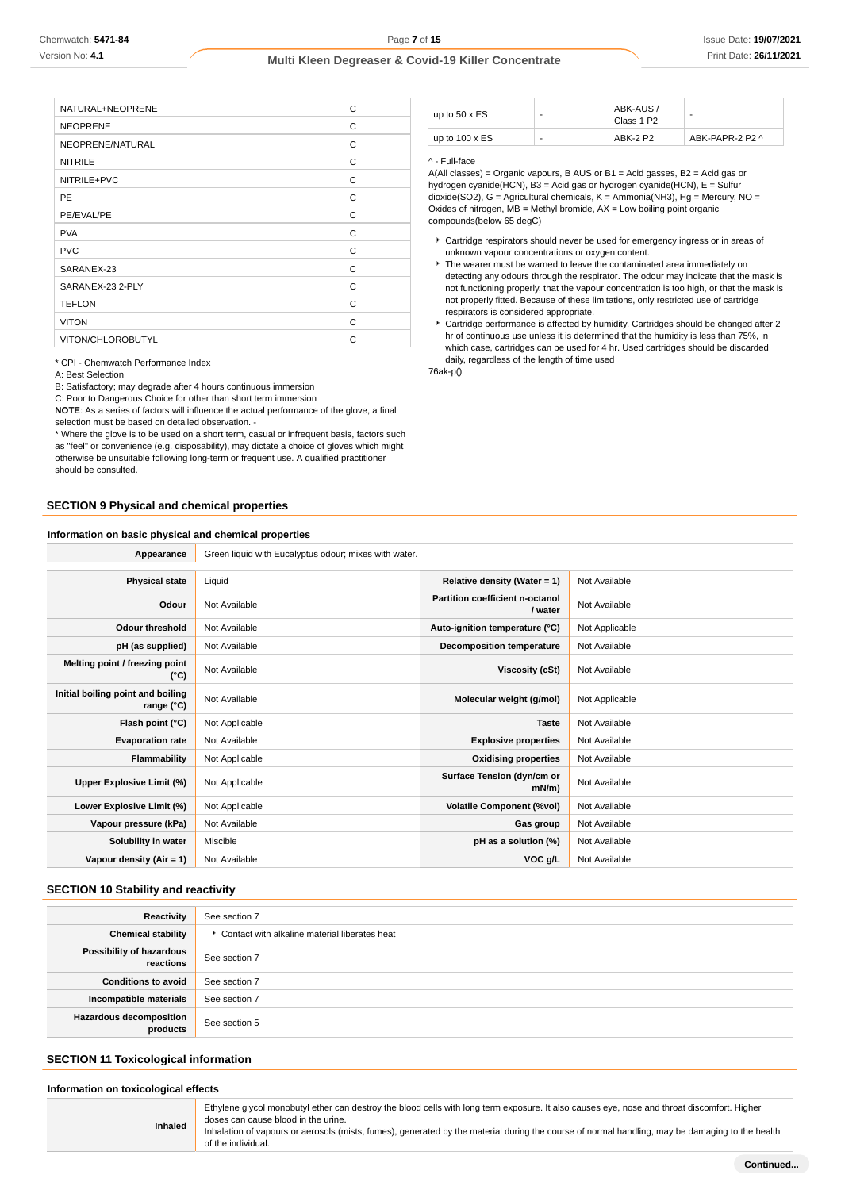| | |
|---|---|
| NATURAL+NEOPRENE | C |
| NEOPRENE | C |
| NEOPRENE/NATURAL | C |
| NITRILE | C |
| NITRILE+PVC | C |
| PE | C |
| PE/EVAL/PE | C |
| PVA | C |
| PVC | C |
| SARANEX-23 | C |
| SARANEX-23 2-PLY | C |
| TEFLON | C |
| VITON | C |
| VITON/CHLOROBUTYL | C |

* CPI - Chemwatch Performance Index
A: Best Selection
B: Satisfactory; may degrade after 4 hours continuous immersion
C: Poor to Dangerous Choice for other than short term immersion
**NOTE**: As a series of factors will influence the actual performance of the glove, a final selection must be based on detailed observation. -
* Where the glove is to be used on a short term, casual or infrequent basis, factors such as "feel" or convenience (e.g. disposability), may dictate a choice of gloves which might otherwise be unsuitable following long-term or frequent use. A qualified practitioner should be consulted.

| | | | |
|---|---|---|---|
| up to 50 x ES | - | ABK-AUS / Class 1 P2 | - |
| up to 100 x ES | - | ABK-2 P2 | ABK-PAPR-2 P2 ^ |

^ - Full-face
A(All classes) = Organic vapours, B AUS or B1 = Acid gasses, B2 = Acid gas or hydrogen cyanide(HCN), B3 = Acid gas or hydrogen cyanide(HCN), E = Sulfur dioxide(SO2), G = Agricultural chemicals, K = Ammonia(NH3), Hg = Mercury, NO = Oxides of nitrogen, MB = Methyl bromide, AX = Low boiling point organic compounds(below 65 degC)

- Cartridge respirators should never be used for emergency ingress or in areas of unknown vapour concentrations or oxygen content.
- The wearer must be warned to leave the contaminated area immediately on detecting any odours through the respirator. The odour may indicate that the mask is not functioning properly, that the vapour concentration is too high, or that the mask is not properly fitted. Because of these limitations, only restricted use of cartridge respirators is considered appropriate.
- Cartridge performance is affected by humidity. Cartridges should be changed after 2 hr of continuous use unless it is determined that the humidity is less than 75%, in which case, cartridges can be used for 4 hr. Used cartridges should be discarded daily, regardless of the length of time used

76ak-p()

## SECTION 9 Physical and chemical properties

### Information on basic physical and chemical properties

| | |
|---|---|
| **Appearance** | Green liquid with Eucalyptus odour; mixes with water. |

| | | | |
|---|---|---|---|
| **Physical state** | Liquid | **Relative density (Water = 1)** | Not Available |
| **Odour** | Not Available | **Partition coefficient n-octanol / water** | Not Available |
| **Odour threshold** | Not Available | **Auto-ignition temperature (°C)** | Not Applicable |
| **pH (as supplied)** | Not Available | **Decomposition temperature** | Not Available |
| **Melting point / freezing point (°C)** | Not Available | **Viscosity (cSt)** | Not Available |
| **Initial boiling point and boiling range (°C)** | Not Available | **Molecular weight (g/mol)** | Not Applicable |
| **Flash point (°C)** | Not Applicable | **Taste** | Not Available |
| **Evaporation rate** | Not Available | **Explosive properties** | Not Available |
| **Flammability** | Not Applicable | **Oxidising properties** | Not Available |
| **Upper Explosive Limit (%)** | Not Applicable | **Surface Tension (dyn/cm or mN/m)** | Not Available |
| **Lower Explosive Limit (%)** | Not Applicable | **Volatile Component (%vol)** | Not Available |
| **Vapour pressure (kPa)** | Not Available | **Gas group** | Not Available |
| **Solubility in water** | Miscible | **pH as a solution (%)** | Not Available |
| **Vapour density (Air = 1)** | Not Available | **VOC g/L** | Not Available |

## SECTION 10 Stability and reactivity

| | |
|---|---|
| **Reactivity** | See section 7 |
| **Chemical stability** | - Contact with alkaline material liberates heat |
| **Possibility of hazardous reactions** | See section 7 |
| **Conditions to avoid** | See section 7 |
| **Incompatible materials** | See section 7 |
| **Hazardous decomposition products** | See section 5 |

## SECTION 11 Toxicological information

### Information on toxicological effects

| | |
|---|---|
| **Inhaled** | Ethylene glycol monobutyl ether can destroy the blood cells with long term exposure. It also causes eye, nose and throat discomfort. Higher doses can cause blood in the urine.<br>Inhalation of vapours or aerosols (mists, fumes), generated by the material during the course of normal handling, may be damaging to the health of the individual. |

Continued...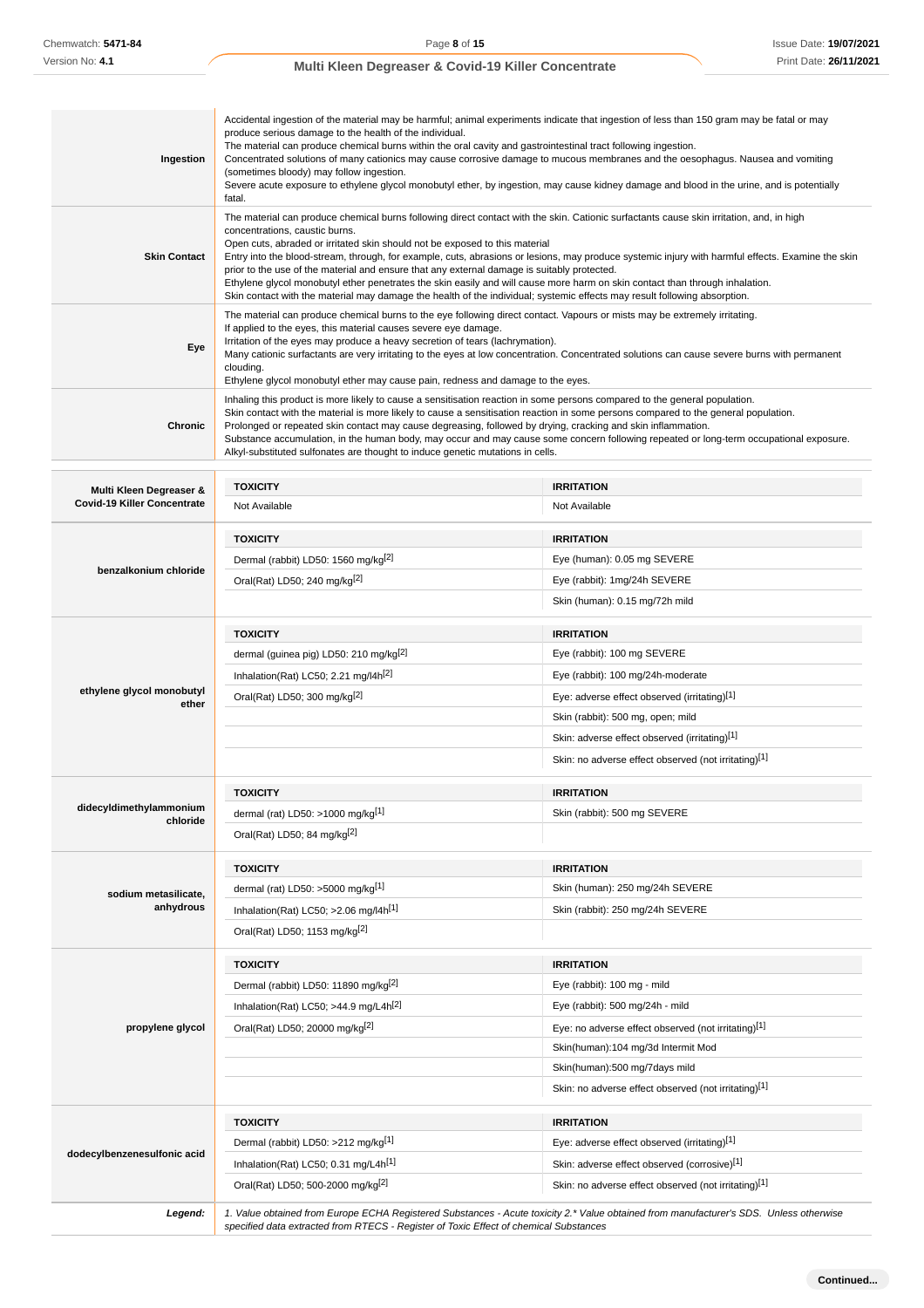| | |
|---|---|
| **Ingestion** | Accidental ingestion of the material may be harmful; animal experiments indicate that ingestion of less than 150 gram may be fatal or may produce serious damage to the health of the individual.<br>The material can produce chemical burns within the oral cavity and gastrointestinal tract following ingestion.<br>Concentrated solutions of many cationics may cause corrosive damage to mucous membranes and the oesophagus. Nausea and vomiting (sometimes bloody) may follow ingestion.<br>Severe acute exposure to ethylene glycol monobutyl ether, by ingestion, may cause kidney damage and blood in the urine, and is potentially fatal. |
| **Skin Contact** | The material can produce chemical burns following direct contact with the skin. Cationic surfactants cause skin irritation, and, in high concentrations, caustic burns.<br>Open cuts, abraded or irritated skin should not be exposed to this material<br>Entry into the blood-stream, through, for example, cuts, abrasions or lesions, may produce systemic injury with harmful effects. Examine the skin prior to the use of the material and ensure that any external damage is suitably protected.<br>Ethylene glycol monobutyl ether penetrates the skin easily and will cause more harm on skin contact than through inhalation.<br>Skin contact with the material may damage the health of the individual; systemic effects may result following absorption. |
| **Eye** | The material can produce chemical burns to the eye following direct contact. Vapours or mists may be extremely irritating.<br>If applied to the eyes, this material causes severe eye damage.<br>Irritation of the eyes may produce a heavy secretion of tears (lachrymation).<br>Many cationic surfactants are very irritating to the eyes at low concentration. Concentrated solutions can cause severe burns with permanent clouding.<br>Ethylene glycol monobutyl ether may cause pain, redness and damage to the eyes. |
| **Chronic** | Inhaling this product is more likely to cause a sensitisation reaction in some persons compared to the general population.<br>Skin contact with the material is more likely to cause a sensitisation reaction in some persons compared to the general population.<br>Prolonged or repeated skin contact may cause degreasing, followed by drying, cracking and skin inflammation.<br>Substance accumulation, in the human body, may occur and may cause some concern following repeated or long-term occupational exposure.<br>Alkyl-substituted sulfonates are thought to induce genetic mutations in cells. |

| | TOXICITY | IRRITATION |
|---|---|---|
| **Multi Kleen Degreaser & Covid-19 Killer Concentrate** | Not Available | Not Available |
| **benzalkonium chloride** | Dermal (rabbit) LD50: 1560 mg/kg[2] | Eye (human): 0.05 mg SEVERE |
| | Oral(Rat) LD50; 240 mg/kg[2] | Eye (rabbit): 1mg/24h SEVERE |
| | | Skin (human): 0.15 mg/72h mild |
| **ethylene glycol monobutyl ether** | dermal (guinea pig) LD50: 210 mg/kg[2] | Eye (rabbit): 100 mg SEVERE |
| | Inhalation(Rat) LC50; 2.21 mg/l4h[2] | Eye (rabbit): 100 mg/24h-moderate |
| | Oral(Rat) LD50; 300 mg/kg[2] | Eye: adverse effect observed (irritating)[1] |
| | | Skin (rabbit): 500 mg, open; mild |
| | | Skin: adverse effect observed (irritating)[1] |
| | | Skin: no adverse effect observed (not irritating)[1] |
| **didecyldimethylammonium chloride** | dermal (rat) LD50: >1000 mg/kg[1] | Skin (rabbit): 500 mg SEVERE |
| | Oral(Rat) LD50; 84 mg/kg[2] | |
| **sodium metasilicate, anhydrous** | dermal (rat) LD50: >5000 mg/kg[1] | Skin (human): 250 mg/24h SEVERE |
| | Inhalation(Rat) LC50; >2.06 mg/l4h[1] | Skin (rabbit): 250 mg/24h SEVERE |
| | Oral(Rat) LD50; 1153 mg/kg[2] | |
| **propylene glycol** | Dermal (rabbit) LD50: 11890 mg/kg[2] | Eye (rabbit): 100 mg - mild |
| | Inhalation(Rat) LC50; >44.9 mg/L4h[2] | Eye (rabbit): 500 mg/24h - mild |
| | Oral(Rat) LD50; 20000 mg/kg[2] | Eye: no adverse effect observed (not irritating)[1] |
| | | Skin(human):104 mg/3d Intermit Mod |
| | | Skin(human):500 mg/7days mild |
| | | Skin: no adverse effect observed (not irritating)[1] |
| **dodecylbenzenesulfonic acid** | Dermal (rabbit) LD50: >212 mg/kg[1] | Eye: adverse effect observed (irritating)[1] |
| | Inhalation(Rat) LC50; 0.31 mg/L4h[1] | Skin: adverse effect observed (corrosive)[1] |
| | Oral(Rat) LD50; 500-2000 mg/kg[2] | Skin: no adverse effect observed (not irritating)[1] |

***Legend:*** *1. Value obtained from Europe ECHA Registered Substances - Acute toxicity 2.\* Value obtained from manufacturer's SDS. Unless otherwise specified data extracted from RTECS - Register of Toxic Effect of chemical Substances*

**Continued...**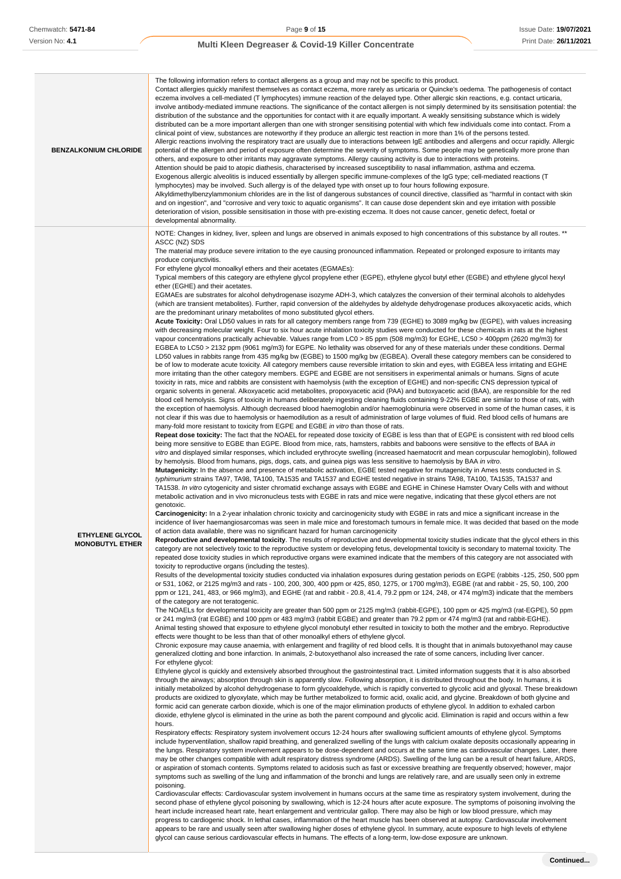| | |
|---|---|
| **BENZALKONIUM CHLORIDE** | The following information refers to contact allergens as a group and may not be specific to this product.<br>Contact allergies quickly manifest themselves as contact eczema, more rarely as urticaria or Quincke's oedema. The pathogenesis of contact eczema involves a cell-mediated (T lymphocytes) immune reaction of the delayed type. Other allergic skin reactions, e.g. contact urticaria, involve antibody-mediated immune reactions. The significance of the contact allergen is not simply determined by its sensitisation potential: the distribution of the substance and the opportunities for contact with it are equally important. A weakly sensitising substance which is widely distributed can be a more important allergen than one with stronger sensitising potential with which few individuals come into contact. From a clinical point of view, substances are noteworthy if they produce an allergic test reaction in more than 1% of the persons tested.<br>Allergic reactions involving the respiratory tract are usually due to interactions between IgE antibodies and allergens and occur rapidly. Allergic potential of the allergen and period of exposure often determine the severity of symptoms. Some people may be genetically more prone than others, and exposure to other irritants may aggravate symptoms. Allergy causing activity is due to interactions with proteins.<br>Attention should be paid to atopic diathesis, characterised by increased susceptibility to nasal inflammation, asthma and eczema.<br>Exogenous allergic alveolitis is induced essentially by allergen specific immune-complexes of the IgG type; cell-mediated reactions (T lymphocytes) may be involved. Such allergy is of the delayed type with onset up to four hours following exposure.<br>Alkyldimethylbenzylammonium chlorides are in the list of dangerous substances of council directive, classified as "harmful in contact with skin and on ingestion", and "corrosive and very toxic to aquatic organisms". It can cause dose dependent skin and eye irritation with possible deterioration of vision, possible sensitisation in those with pre-existing eczema. It does not cause cancer, genetic defect, foetal or developmental abnormality. |
| **ETHYLENE GLYCOL MONOBUTYL ETHER** | NOTE: Changes in kidney, liver, spleen and lungs are observed in animals exposed to high concentrations of this substance by all routes. ** ASCC (NZ) SDS<br>The material may produce severe irritation to the eye causing pronounced inflammation. Repeated or prolonged exposure to irritants may produce conjunctivitis.<br>For ethylene glycol monoalkyl ethers and their acetates (EGMAEs):<br>Typical members of this category are ethylene glycol propylene ether (EGPE), ethylene glycol butyl ether (EGBE) and ethylene glycol hexyl ether (EGHE) and their acetates.<br>EGMAEs are substrates for alcohol dehydrogenase isozyme ADH-3, which catalyzes the conversion of their terminal alcohols to aldehydes (which are transient metabolites). Further, rapid conversion of the aldehydes by aldehyde dehydrogenase produces alkoxyacetic acids, which are the predominant urinary metabolites of mono substituted glycol ethers.<br>**Acute Toxicity:** Oral LD50 values in rats for all category members range from 739 (EGHE) to 3089 mg/kg bw (EGPE), with values increasing with decreasing molecular weight. Four to six hour acute inhalation toxicity studies were conducted for these chemicals in rats at the highest vapour concentrations practically achievable. Values range from LC0 > 85 ppm (508 mg/m3) for EGHE, LC50 > 400ppm (2620 mg/m3) for EGBEA to LC50 > 2132 ppm (9061 mg/m3) for EGPE. No lethality was observed for any of these materials under these conditions. Dermal LD50 values in rabbits range from 435 mg/kg bw (EGBE) to 1500 mg/kg bw (EGBEA). Overall these category members can be considered to be of low to moderate acute toxicity. All category members cause reversible irritation to skin and eyes, with EGBEA less irritating and EGHE more irritating than the other category members. EGPE and EGBE are not sensitisers in experimental animals or humans. Signs of acute toxicity in rats, mice and rabbits are consistent with haemolysis (with the exception of EGHE) and non-specific CNS depression typical of organic solvents in general. Alkoxyacetic acid metabolites, propoxyacetic acid (PAA) and butoxyacetic acid (BAA), are responsible for the red blood cell hemolysis. Signs of toxicity in humans deliberately ingesting cleaning fluids containing 9-22% EGBE are similar to those of rats, with the exception of haemolysis. Although decreased blood haemoglobin and/or haemoglobinuria were observed in some of the human cases, it is not clear if this was due to haemolysis or haemodilution as a result of administration of large volumes of fluid. Red blood cells of humans are many-fold more resistant to toxicity from EGPE and EGBE *in vitro* than those of rats.<br>**Repeat dose toxicity:** The fact that the NOAEL for repeated dose toxicity of EGBE is less than that of EGPE is consistent with red blood cells being more sensitive to EGBE than EGPE. Blood from mice, rats, hamsters, rabbits and baboons were sensitive to the effects of BAA *in vitro* and displayed similar responses, which included erythrocyte swelling (increased haematocrit and mean corpuscular hemoglobin), followed by hemolysis. Blood from humans, pigs, dogs, cats, and guinea pigs was less sensitive to haemolysis by BAA *in vitro*.<br>**Mutagenicity:** In the absence and presence of metabolic activation, EGBE tested negative for mutagenicity in Ames tests conducted in *S. typhimurium* strains TA97, TA98, TA100, TA1535 and TA1537 and EGHE tested negative in strains TA98, TA100, TA1535, TA1537 and TA1538. *In vitro* cytogenicity and sister chromatid exchange assays with EGBE and EGHE in Chinese Hamster Ovary Cells with and without metabolic activation and in vivo micronucleus tests with EGBE in rats and mice were negative, indicating that these glycol ethers are not genotoxic.<br>**Carcinogenicity:** In a 2-year inhalation chronic toxicity and carcinogenicity study with EGBE in rats and mice a significant increase in the incidence of liver haemangiosarcomas was seen in male mice and forestomach tumours in female mice. It was decided that based on the mode of action data available, there was no significant hazard for human carcinogenicity<br>**Reproductive and developmental toxicity**. The results of reproductive and developmental toxicity studies indicate that the glycol ethers in this category are not selectively toxic to the reproductive system or developing fetus, developmental toxicity is secondary to maternal toxicity. The repeated dose toxicity studies in which reproductive organs were examined indicate that the members of this category are not associated with toxicity to reproductive organs (including the testes).<br>Results of the developmental toxicity studies conducted via inhalation exposures during gestation periods on EGPE (rabbits -125, 250, 500 ppm or 531, 1062, or 2125 mg/m3 and rats - 100, 200, 300, 400 ppm or 425, 850, 1275, or 1700 mg/m3), EGBE (rat and rabbit - 25, 50, 100, 200 ppm or 121, 241, 483, or 966 mg/m3), and EGHE (rat and rabbit - 20.8, 41.4, 79.2 ppm or 124, 248, or 474 mg/m3) indicate that the members of the category are not teratogenic.<br>The NOAELs for developmental toxicity are greater than 500 ppm or 2125 mg/m3 (rabbit-EGPE), 100 ppm or 425 mg/m3 (rat-EGPE), 50 ppm or 241 mg/m3 (rat EGBE) and 100 ppm or 483 mg/m3 (rabbit EGBE) and greater than 79.2 ppm or 474 mg/m3 (rat and rabbit-EGHE).<br>Animal testing showed that exposure to ethylene glycol monobutyl ether resulted in toxicity to both the mother and the embryo. Reproductive effects were thought to be less than that of other monoalkyl ethers of ethylene glycol.<br>Chronic exposure may cause anaemia, with enlargement and fragility of red blood cells. It is thought that in animals butoxyethanol may cause generalized clotting and bone infarction. In animals, 2-butoxyethanol also increased the rate of some cancers, including liver cancer.<br>For ethylene glycol:<br>Ethylene glycol is quickly and extensively absorbed throughout the gastrointestinal tract. Limited information suggests that it is also absorbed through the airways; absorption through skin is apparently slow. Following absorption, it is distributed throughout the body. In humans, it is initially metabolized by alcohol dehydrogenase to form glycoaldehyde, which is rapidly converted to glycolic acid and glyoxal. These breakdown products are oxidized to glyoxylate, which may be further metabolized to formic acid, oxalic acid, and glycine. Breakdown of both glycine and formic acid can generate carbon dioxide, which is one of the major elimination products of ethylene glycol. In addition to exhaled carbon dioxide, ethylene glycol is eliminated in the urine as both the parent compound and glycolic acid. Elimination is rapid and occurs within a few hours.<br>Respiratory effects: Respiratory system involvement occurs 12-24 hours after swallowing sufficient amounts of ethylene glycol. Symptoms include hyperventilation, shallow rapid breathing, and generalized swelling of the lungs with calcium oxalate deposits occasionally appearing in the lungs. Respiratory system involvement appears to be dose-dependent and occurs at the same time as cardiovascular changes. Later, there may be other changes compatible with adult respiratory distress syndrome (ARDS). Swelling of the lung can be a result of heart failure, ARDS, or aspiration of stomach contents. Symptoms related to acidosis such as fast or excessive breathing are frequently observed; however, major symptoms such as swelling of the lung and inflammation of the bronchi and lungs are relatively rare, and are usually seen only in extreme poisoning.<br>Cardiovascular effects: Cardiovascular system involvement in humans occurs at the same time as respiratory system involvement, during the second phase of ethylene glycol poisoning by swallowing, which is 12-24 hours after acute exposure. The symptoms of poisoning involving the heart include increased heart rate, heart enlargement and ventricular gallop. There may also be high or low blood pressure, which may progress to cardiogenic shock. In lethal cases, inflammation of the heart muscle has been observed at autopsy. Cardiovascular involvement appears to be rare and usually seen after swallowing higher doses of ethylene glycol. In summary, acute exposure to high levels of ethylene glycol can cause serious cardiovascular effects in humans. The effects of a long-term, low-dose exposure are unknown. |

**Continued...**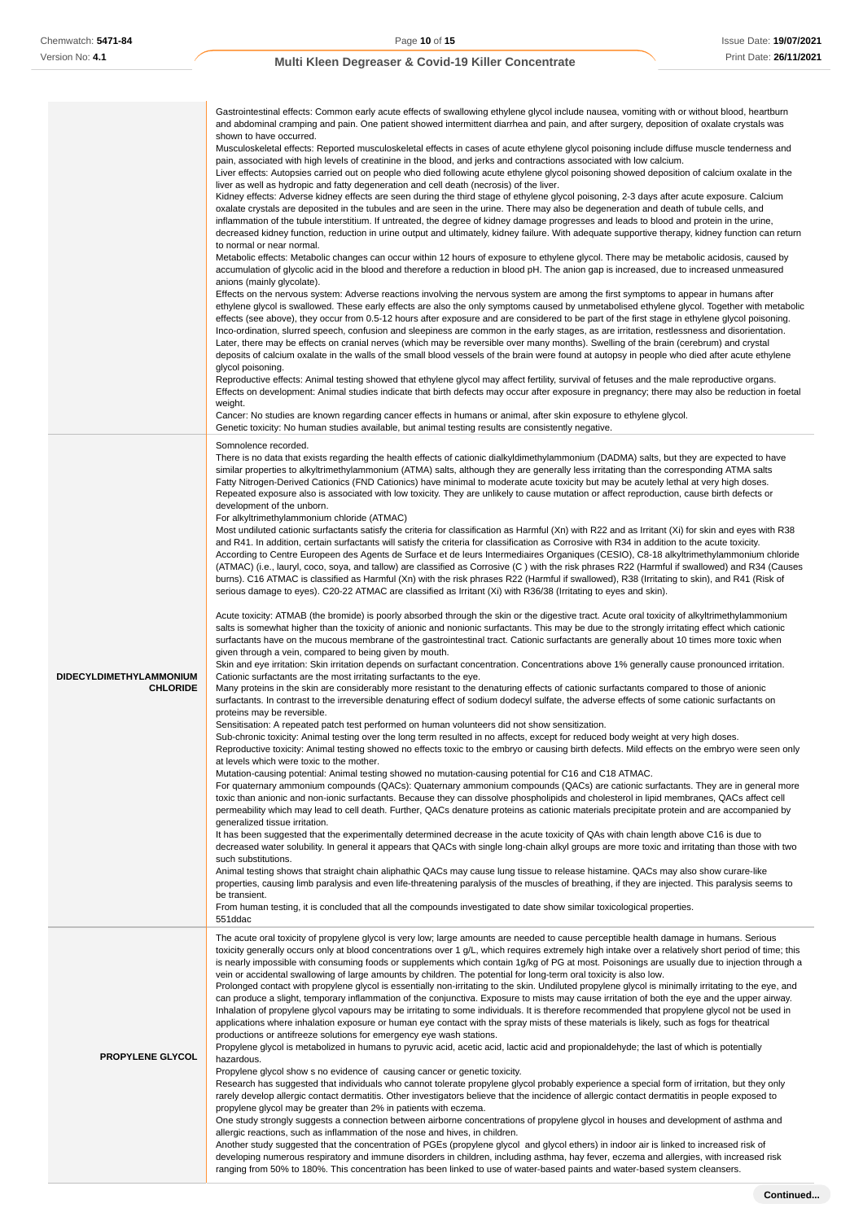| | |
|---|---|
| | Gastrointestinal effects: Common early acute effects of swallowing ethylene glycol include nausea, vomiting with or without blood, heartburn and abdominal cramping and pain. One patient showed intermittent diarrhea and pain, and after surgery, deposition of oxalate crystals was shown to have occurred.<br>Musculoskeletal effects: Reported musculoskeletal effects in cases of acute ethylene glycol poisoning include diffuse muscle tenderness and pain, associated with high levels of creatinine in the blood, and jerks and contractions associated with low calcium.<br>Liver effects: Autopsies carried out on people who died following acute ethylene glycol poisoning showed deposition of calcium oxalate in the liver as well as hydropic and fatty degeneration and cell death (necrosis) of the liver.<br>Kidney effects: Adverse kidney effects are seen during the third stage of ethylene glycol poisoning, 2-3 days after acute exposure. Calcium oxalate crystals are deposited in the tubules and are seen in the urine. There may also be degeneration and death of tubule cells, and inflammation of the tubule interstitium. If untreated, the degree of kidney damage progresses and leads to blood and protein in the urine, decreased kidney function, reduction in urine output and ultimately, kidney failure. With adequate supportive therapy, kidney function can return to normal or near normal.<br>Metabolic effects: Metabolic changes can occur within 12 hours of exposure to ethylene glycol. There may be metabolic acidosis, caused by accumulation of glycolic acid in the blood and therefore a reduction in blood pH. The anion gap is increased, due to increased unmeasured anions (mainly glycolate).<br>Effects on the nervous system: Adverse reactions involving the nervous system are among the first symptoms to appear in humans after ethylene glycol is swallowed. These early effects are also the only symptoms caused by unmetabolised ethylene glycol. Together with metabolic effects (see above), they occur from 0.5-12 hours after exposure and are considered to be part of the first stage in ethylene glycol poisoning. Inco-ordination, slurred speech, confusion and sleepiness are common in the early stages, as are irritation, restlessness and disorientation. Later, there may be effects on cranial nerves (which may be reversible over many months). Swelling of the brain (cerebrum) and crystal deposits of calcium oxalate in the walls of the small blood vessels of the brain were found at autopsy in people who died after acute ethylene glycol poisoning.<br>Reproductive effects: Animal testing showed that ethylene glycol may affect fertility, survival of fetuses and the male reproductive organs. Effects on development: Animal studies indicate that birth defects may occur after exposure in pregnancy; there may also be reduction in foetal weight.<br>Cancer: No studies are known regarding cancer effects in humans or animal, after skin exposure to ethylene glycol.<br>Genetic toxicity: No human studies available, but animal testing results are consistently negative. |
| **DIDECYLDIMETHYLAMMONIUM CHLORIDE** | Somnolence recorded.<br>There is no data that exists regarding the health effects of cationic dialkyldimethylammonium (DADMA) salts, but they are expected to have similar properties to alkyltrimethylammonium (ATMA) salts, although they are generally less irritating than the corresponding ATMA salts Fatty Nitrogen-Derived Cations (FND Cationics) have minimal to moderate acute toxicity but may be acutely lethal at very high doses. Repeated exposure also is associated with low toxicity. They are unlikely to cause mutation or affect reproduction, cause birth defects or development of the unborn.<br>For alkyltrimethylammonium chloride (ATMAC)<br>Most undiluted cationic surfactants satisfy the criteria for classification as Harmful (Xn) with R22 and as Irritant (Xi) for skin and eyes with R38 and R41. In addition, certain surfactants will satisfy the criteria for classification as Corrosive with R34 in addition to the acute toxicity. According to Centre Europeen des Agents de Surface et de leurs Intermediaires Organiques (CESIO), C8-18 alkyltrimethylammonium chloride (ATMAC) (i.e., lauryl, coco, soya, and tallow) are classified as Corrosive (C ) with the risk phrases R22 (Harmful if swallowed) and R34 (Causes burns). C16 ATMAC is classified as Harmful (Xn) with the risk phrases R22 (Harmful if swallowed), R38 (Irritating to skin), and R41 (Risk of serious damage to eyes). C20-22 ATMAC are classified as Irritant (Xi) with R36/38 (Irritating to eyes and skin).<br><br>Acute toxicity: ATMAB (the bromide) is poorly absorbed through the skin or the digestive tract. Acute oral toxicity of alkyltrimethylammonium salts is somewhat higher than the toxicity of anionic and nonionic surfactants. This may be due to the strongly irritating effect which cationic surfactants have on the mucous membrane of the gastrointestinal tract. Cationic surfactants are generally about 10 times more toxic when given through a vein, compared to being given by mouth.<br>Skin and eye irritation: Skin irritation depends on surfactant concentration. Concentrations above 1% generally cause pronounced irritation. Cationic surfactants are the most irritating surfactants to the eye.<br>Many proteins in the skin are considerably more resistant to the denaturing effects of cationic surfactants compared to those of anionic surfactants. In contrast to the irreversible denaturing effect of sodium dodecyl sulfate, the adverse effects of some cationic surfactants on proteins may be reversible.<br>Sensitisation: A repeated patch test performed on human volunteers did not show sensitization.<br>Sub-chronic toxicity: Animal testing over the long term resulted in no affects, except for reduced body weight at very high doses.<br>Reproductive toxicity: Animal testing showed no effects toxic to the embryo or causing birth defects. Mild effects on the embryo were seen only at levels which were toxic to the mother.<br>Mutation-causing potential: Animal testing showed no mutation-causing potential for C16 and C18 ATMAC.<br>For quaternary ammonium compounds (QACs): Quaternary ammonium compounds (QACs) are cationic surfactants. They are in general more toxic than anionic and non-ionic surfactants. Because they can dissolve phospholipids and cholesterol in lipid membranes, QACs affect cell permeability which may lead to cell death. Further, QACs denature proteins as cationic materials precipitate protein and are accompanied by generalized tissue irritation.<br>It has been suggested that the experimentally determined decrease in the acute toxicity of QAs with chain length above C16 is due to decreased water solubility. In general it appears that QACs with single long-chain alkyl groups are more toxic and irritating than those with two such substitutions.<br>Animal testing shows that straight chain aliphatic QACs may cause lung tissue to release histamine. QACs may also show curare-like properties, causing limb paralysis and even life-threatening paralysis of the muscles of breathing, if they are injected. This paralysis seems to be transient.<br>From human testing, it is concluded that all the compounds investigated to date show similar toxicological properties.<br>551ddac |
| **PROPYLENE GLYCOL** | The acute oral toxicity of propylene glycol is very low; large amounts are needed to cause perceptible health damage in humans. Serious toxicity generally occurs only at blood concentrations over 1 g/L, which requires extremely high intake over a relatively short period of time; this is nearly impossible with consuming foods or supplements which contain 1g/kg of PG at most. Poisonings are usually due to injection through a vein or accidental swallowing of large amounts by children. The potential for long-term oral toxicity is also low.<br>Prolonged contact with propylene glycol is essentially non-irritating to the skin. Undiluted propylene glycol is minimally irritating to the eye, and can produce a slight, temporary inflammation of the conjunctiva. Exposure to mists may cause irritation of both the eye and the upper airway. Inhalation of propylene glycol vapours may be irritating to some individuals. It is therefore recommended that propylene glycol not be used in applications where inhalation exposure or human eye contact with the spray mists of these materials is likely, such as fogs for theatrical productions or antifreeze solutions for emergency eye wash stations.<br>Propylene glycol is metabolized in humans to pyruvic acid, acetic acid, lactic acid and propionaldehyde; the last of which is potentially hazardous.<br>Propylene glycol show s no evidence of causing cancer or genetic toxicity.<br>Research has suggested that individuals who cannot tolerate propylene glycol probably experience a special form of irritation, but they only rarely develop allergic contact dermatitis. Other investigators believe that the incidence of allergic contact dermatitis in people exposed to propylene glycol may be greater than 2% in patients with eczema.<br>One study strongly suggests a connection between airborne concentrations of propylene glycol in houses and development of asthma and allergic reactions, such as inflammation of the nose and hives, in children.<br>Another study suggested that the concentration of PGEs (propylene glycol and glycol ethers) in indoor air is linked to increased risk of developing numerous respiratory and immune disorders in children, including asthma, hay fever, eczema and allergies, with increased risk ranging from 50% to 180%. This concentration has been linked to use of water-based paints and water-based system cleansers. |

Continued...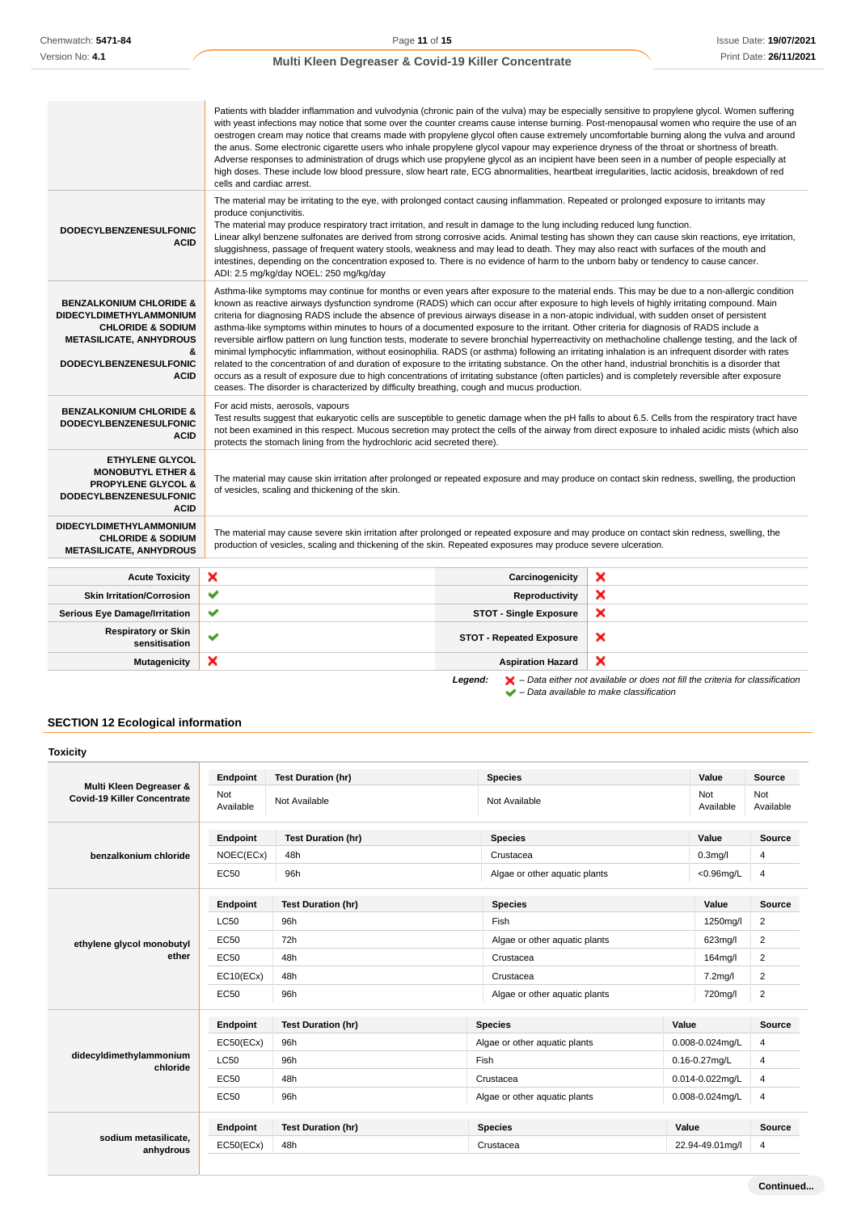| | |
|---|---|
| | Patients with bladder inflammation and vulvodynia (chronic pain of the vulva) may be especially sensitive to propylene glycol. Women suffering with yeast infections may notice that some over the counter creams cause intense burning. Post-menopausal women who require the use of an oestrogen cream may notice that creams made with propylene glycol often cause extremely uncomfortable burning along the vulva and around the anus. Some electronic cigarette users who inhale propylene glycol vapour may experience dryness of the throat or shortness of breath. Adverse responses to administration of drugs which use propylene glycol as an incipient have been seen in a number of people especially at high doses. These include low blood pressure, slow heart rate, ECG abnormalities, heartbeat irregularities, lactic acidosis, breakdown of red cells and cardiac arrest. |
| **DODECYLBENZENESULFONIC ACID** | The material may be irritating to the eye, with prolonged contact causing inflammation. Repeated or prolonged exposure to irritants may produce conjunctivitis.<br>The material may produce respiratory tract irritation, and result in damage to the lung including reduced lung function.<br>Linear alkyl benzene sulfonates are derived from strong corrosive acids. Animal testing has shown they can cause skin reactions, eye irritation, sluggishness, passage of frequent watery stools, weakness and may lead to death. They may also react with surfaces of the mouth and intestines, depending on the concentration exposed to. There is no evidence of harm to the unborn baby or tendency to cause cancer.<br>ADI: 2.5 mg/kg/day NOEL: 250 mg/kg/day |
| **BENZALKONIUM CHLORIDE & DIDECYLDIMETHYLAMMONIUM CHLORIDE & SODIUM METASILICATE, ANHYDROUS & DODECYLBENZENESULFONIC ACID** | Asthma-like symptoms may continue for months or even years after exposure to the material ends. This may be due to a non-allergic condition known as reactive airways dysfunction syndrome (RADS) which can occur after exposure to high levels of highly irritating compound. Main criteria for diagnosing RADS include the absence of previous airways disease in a non-atopic individual, with sudden onset of persistent asthma-like symptoms within minutes to hours of a documented exposure to the irritant. Other criteria for diagnosis of RADS include a reversible airflow pattern on lung function tests, moderate to severe bronchial hyperreactivity on methacholine challenge testing, and the lack of minimal lymphocytic inflammation, without eosinophilia. RADS (or asthma) following an irritating inhalation is an infrequent disorder with rates related to the concentration of and duration of exposure to the irritating substance. On the other hand, industrial bronchitis is a disorder that occurs as a result of exposure due to high concentrations of irritating substance (often particles) and is completely reversible after exposure ceases. The disorder is characterized by difficulty breathing, cough and mucus production. |
| **BENZALKONIUM CHLORIDE & DODECYLBENZENESULFONIC ACID** | For acid mists, aerosols, vapours<br>Test results suggest that eukaryotic cells are susceptible to genetic damage when the pH falls to about 6.5. Cells from the respiratory tract have not been examined in this respect. Mucous secretion may protect the cells of the airway from direct exposure to inhaled acidic mists (which also protects the stomach lining from the hydrochloric acid secreted there). |
| **ETHYLENE GLYCOL MONOBUTYL ETHER & PROPYLENE GLYCOL & DODECYLBENZENESULFONIC ACID** | The material may cause skin irritation after prolonged or repeated exposure and may produce on contact skin redness, swelling, the production of vesicles, scaling and thickening of the skin. |
| **DIDECYLDIMETHYLAMMONIUM CHLORIDE & SODIUM METASILICATE, ANHYDROUS** | The material may cause severe skin irritation after prolonged or repeated exposure and may produce on contact skin redness, swelling, the production of vesicles, scaling and thickening of the skin. Repeated exposures may produce severe ulceration. |

| | | | |
|---|---|---|---|
| **Acute Toxicity** | ✘ | **Carcinogenicity** | ✘ |
| **Skin Irritation/Corrosion** | ✔ | **Reproductivity** | ✘ |
| **Serious Eye Damage/Irritation** | ✔ | **STOT - Single Exposure** | ✘ |
| **Respiratory or Skin sensitisation** | ✔ | **STOT - Repeated Exposure** | ✘ |
| **Mutagenicity** | ✘ | **Aspiration Hazard** | ✘ |

***Legend:*** ✘ *– Data either not available or does not fill the criteria for classification*
✔ *– Data available to make classification*

## SECTION 12 Ecological information

### Toxicity

| | Endpoint | Test Duration (hr) | Species | Value | Source |
|---|---|---|---|---|---|
| **Multi Kleen Degreaser & Covid-19 Killer Concentrate** | Not Available | Not Available | Not Available | Not Available | Not Available |
| **benzalkonium chloride** | **Endpoint** | **Test Duration (hr)** | **Species** | **Value** | **Source** |
| | NOEC(ECx) | 48h | Crustacea | 0.3mg/l | 4 |
| | EC50 | 96h | Algae or other aquatic plants | <0.96mg/L | 4 |
| **ethylene glycol monobutyl ether** | **Endpoint** | **Test Duration (hr)** | **Species** | **Value** | **Source** |
| | LC50 | 96h | Fish | 1250mg/l | 2 |
| | EC50 | 72h | Algae or other aquatic plants | 623mg/l | 2 |
| | EC50 | 48h | Crustacea | 164mg/l | 2 |
| | EC10(ECx) | 48h | Crustacea | 7.2mg/l | 2 |
| | EC50 | 96h | Algae or other aquatic plants | 720mg/l | 2 |
| **didecyldimethylammonium chloride** | **Endpoint** | **Test Duration (hr)** | **Species** | **Value** | **Source** |
| | EC50(ECx) | 96h | Algae or other aquatic plants | 0.008-0.024mg/L | 4 |
| | LC50 | 96h | Fish | 0.16-0.27mg/L | 4 |
| | EC50 | 48h | Crustacea | 0.014-0.022mg/L | 4 |
| | EC50 | 96h | Algae or other aquatic plants | 0.008-0.024mg/L | 4 |
| **sodium metasilicate, anhydrous** | **Endpoint** | **Test Duration (hr)** | **Species** | **Value** | **Source** |
| | EC50(ECx) | 48h | Crustacea | 22.94-49.01mg/l | 4 |

Continued...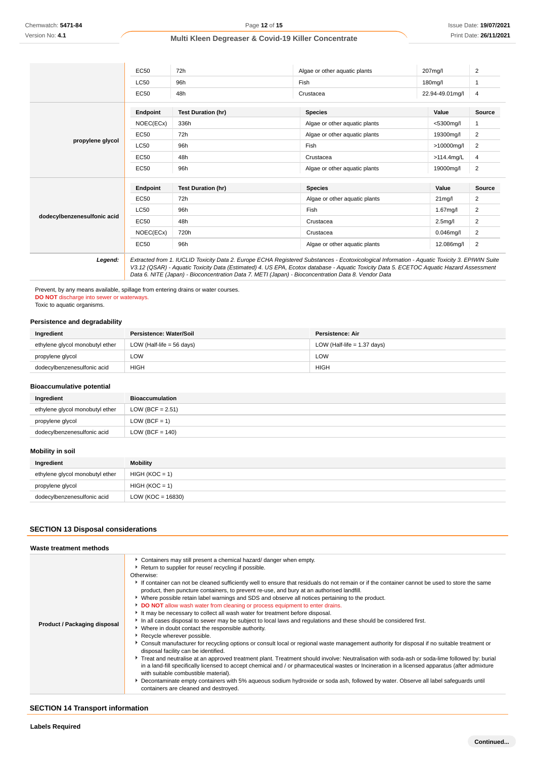| | Endpoint | Test Duration (hr) | Species | Value | Source |
|---|---|---|---|---|---|
| | EC50 | 72h | Algae or other aquatic plants | 207mg/l | 2 |
| | LC50 | 96h | Fish | 180mg/l | 1 |
| | EC50 | 48h | Crustacea | 22.94-49.01mg/l | 4 |

| propylene glycol | Endpoint | Test Duration (hr) | Species | Value | Source |
|---|---|---|---|---|---|
| | NOEC(ECx) | 336h | Algae or other aquatic plants | <5300mg/l | 1 |
| | EC50 | 72h | Algae or other aquatic plants | 19300mg/l | 2 |
| | LC50 | 96h | Fish | >10000mg/l | 2 |
| | EC50 | 48h | Crustacea | >114.4mg/L | 4 |
| | EC50 | 96h | Algae or other aquatic plants | 19000mg/l | 2 |

| dodecylbenzenesulfonic acid | Endpoint | Test Duration (hr) | Species | Value | Source |
|---|---|---|---|---|---|
| | EC50 | 72h | Algae or other aquatic plants | 21mg/l | 2 |
| | LC50 | 96h | Fish | 1.67mg/l | 2 |
| | EC50 | 48h | Crustacea | 2.5mg/l | 2 |
| | NOEC(ECx) | 720h | Crustacea | 0.046mg/l | 2 |
| | EC50 | 96h | Algae or other aquatic plants | 12.086mg/l | 2 |

***Legend:*** *Extracted from 1. IUCLID Toxicity Data 2. Europe ECHA Registered Substances - Ecotoxicological Information - Aquatic Toxicity 3. EPIWIN Suite V3.12 (QSAR) - Aquatic Toxicity Data (Estimated) 4. US EPA, Ecotox database - Aquatic Toxicity Data 5. ECETOC Aquatic Hazard Assessment Data 6. NITE (Japan) - Bioconcentration Data 7. METI (Japan) - Bioconcentration Data 8. Vendor Data*

Prevent, by any means available, spillage from entering drains or water courses.
**DO NOT** discharge into sewer or waterways.
Toxic to aquatic organisms.

### Persistence and degradability

| Ingredient | Persistence: Water/Soil | Persistence: Air |
|---|---|---|
| ethylene glycol monobutyl ether | LOW (Half-life = 56 days) | LOW (Half-life = 1.37 days) |
| propylene glycol | LOW | LOW |
| dodecylbenzenesulfonic acid | HIGH | HIGH |

### Bioaccumulative potential

| Ingredient | Bioaccumulation |
|---|---|
| ethylene glycol monobutyl ether | LOW (BCF = 2.51) |
| propylene glycol | LOW (BCF = 1) |
| dodecylbenzenesulfonic acid | LOW (BCF = 140) |

### Mobility in soil

| Ingredient | Mobility |
|---|---|
| ethylene glycol monobutyl ether | HIGH (KOC = 1) |
| propylene glycol | HIGH (KOC = 1) |
| dodecylbenzenesulfonic acid | LOW (KOC = 16830) |

## SECTION 13 Disposal considerations

### Waste treatment methods

**Product / Packaging disposal**

- Containers may still present a chemical hazard/ danger when empty.
- Return to supplier for reuse/ recycling if possible.

Otherwise:

- If container can not be cleaned sufficiently well to ensure that residuals do not remain or if the container cannot be used to store the same product, then puncture containers, to prevent re-use, and bury at an authorised landfill.
- Where possible retain label warnings and SDS and observe all notices pertaining to the product.
- **DO NOT** allow wash water from cleaning or process equipment to enter drains.
- It may be necessary to collect all wash water for treatment before disposal.
- In all cases disposal to sewer may be subject to local laws and regulations and these should be considered first.
- Where in doubt contact the responsible authority.
- Recycle wherever possible.
- Consult manufacturer for recycling options or consult local or regional waste management authority for disposal if no suitable treatment or disposal facility can be identified.
- Treat and neutralise at an approved treatment plant. Treatment should involve: Neutralisation with soda-ash or soda-lime followed by: burial in a land-fill specifically licensed to accept chemical and / or pharmaceutical wastes or Incineration in a licensed apparatus (after admixture with suitable combustible material).
- Decontaminate empty containers with 5% aqueous sodium hydroxide or soda ash, followed by water. Observe all label safeguards until containers are cleaned and destroyed.

## SECTION 14 Transport information

### Labels Required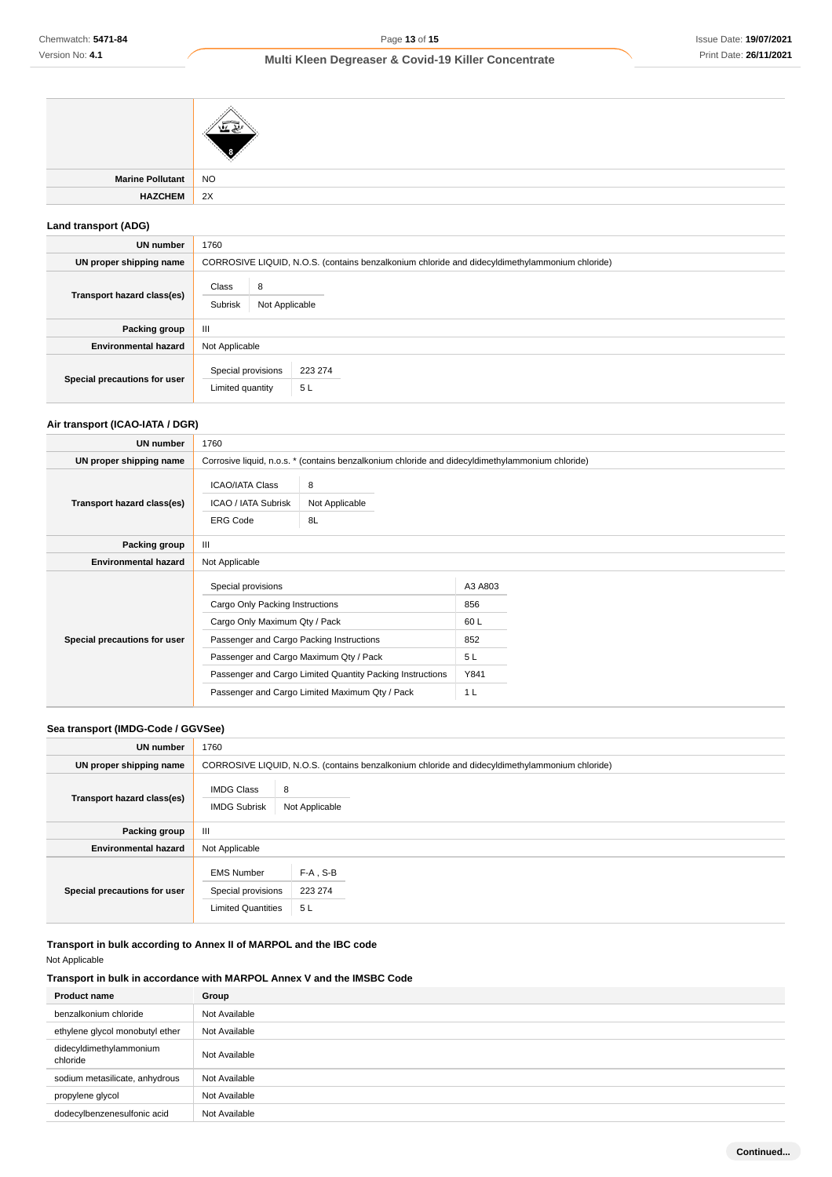| | |
|---|---|
| | |
| **Marine Pollutant** | NO |
| **HAZCHEM** | 2X |

### Land transport (ADG)

| | |
|---|---|
| **UN number** | 1760 |
| **UN proper shipping name** | CORROSIVE LIQUID, N.O.S. (contains benzalkonium chloride and didecyldimethylammonium chloride) |
| **Transport hazard class(es)** | Class: 8<br>Subrisk: Not Applicable |
| **Packing group** | III |
| **Environmental hazard** | Not Applicable |
| **Special precautions for user** | Special provisions: 223 274<br>Limited quantity: 5 L |

### Air transport (ICAO-IATA / DGR)

| | |
|---|---|
| **UN number** | 1760 |
| **UN proper shipping name** | Corrosive liquid, n.o.s. * (contains benzalkonium chloride and didecyldimethylammonium chloride) |
| **Transport hazard class(es)** | ICAO/IATA Class: 8<br>ICAO / IATA Subrisk: Not Applicable<br>ERG Code: 8L |
| **Packing group** | III |
| **Environmental hazard** | Not Applicable |
| **Special precautions for user** | Special provisions: A3 A803<br>Cargo Only Packing Instructions: 856<br>Cargo Only Maximum Qty / Pack: 60 L<br>Passenger and Cargo Packing Instructions: 852<br>Passenger and Cargo Maximum Qty / Pack: 5 L<br>Passenger and Cargo Limited Quantity Packing Instructions: Y841<br>Passenger and Cargo Limited Maximum Qty / Pack: 1 L |

### Sea transport (IMDG-Code / GGVSee)

| | |
|---|---|
| **UN number** | 1760 |
| **UN proper shipping name** | CORROSIVE LIQUID, N.O.S. (contains benzalkonium chloride and didecyldimethylammonium chloride) |
| **Transport hazard class(es)** | IMDG Class: 8<br>IMDG Subrisk: Not Applicable |
| **Packing group** | III |
| **Environmental hazard** | Not Applicable |
| **Special precautions for user** | EMS Number: F-A , S-B<br>Special provisions: 223 274<br>Limited Quantities: 5 L |

### Transport in bulk according to Annex II of MARPOL and the IBC code

Not Applicable

### Transport in bulk in accordance with MARPOL Annex V and the IMSBC Code

| Product name | Group |
|---|---|
| benzalkonium chloride | Not Available |
| ethylene glycol monobutyl ether | Not Available |
| didecyldimethylammonium chloride | Not Available |
| sodium metasilicate, anhydrous | Not Available |
| propylene glycol | Not Available |
| dodecylbenzenesulfonic acid | Not Available |

**Continued...**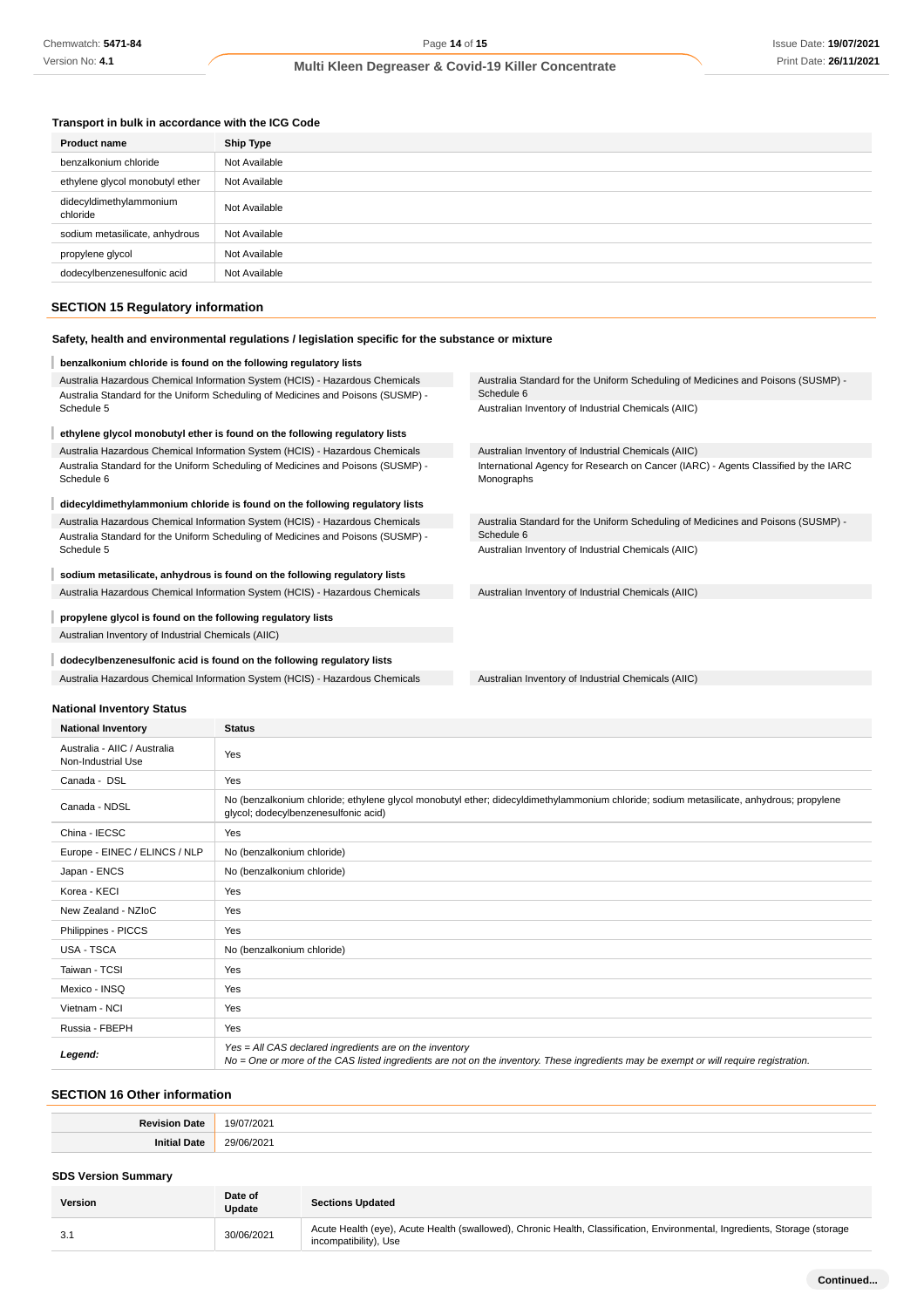### Transport in bulk in accordance with the ICG Code

| Product name | Ship Type |
|---|---|
| benzalkonium chloride | Not Available |
| ethylene glycol monobutyl ether | Not Available |
| didecyldimethylammonium chloride | Not Available |
| sodium metasilicate, anhydrous | Not Available |
| propylene glycol | Not Available |
| dodecylbenzenesulfonic acid | Not Available |

## SECTION 15 Regulatory information

### Safety, health and environmental regulations / legislation specific for the substance or mixture

**benzalkonium chloride is found on the following regulatory lists**

- Australia Hazardous Chemical Information System (HCIS) - Hazardous Chemicals
- Australia Standard for the Uniform Scheduling of Medicines and Poisons (SUSMP) - Schedule 5
- Australia Standard for the Uniform Scheduling of Medicines and Poisons (SUSMP) - Schedule 6
- Australian Inventory of Industrial Chemicals (AIIC)

**ethylene glycol monobutyl ether is found on the following regulatory lists**

- Australia Hazardous Chemical Information System (HCIS) - Hazardous Chemicals
- Australia Standard for the Uniform Scheduling of Medicines and Poisons (SUSMP) - Schedule 6
- Australian Inventory of Industrial Chemicals (AIIC)
- International Agency for Research on Cancer (IARC) - Agents Classified by the IARC Monographs

**didecyldimethylammonium chloride is found on the following regulatory lists**

- Australia Hazardous Chemical Information System (HCIS) - Hazardous Chemicals
- Australia Standard for the Uniform Scheduling of Medicines and Poisons (SUSMP) - Schedule 5
- Australia Standard for the Uniform Scheduling of Medicines and Poisons (SUSMP) - Schedule 6
- Australian Inventory of Industrial Chemicals (AIIC)

**sodium metasilicate, anhydrous is found on the following regulatory lists**

- Australia Hazardous Chemical Information System (HCIS) - Hazardous Chemicals
- Australian Inventory of Industrial Chemicals (AIIC)

**propylene glycol is found on the following regulatory lists**

- Australian Inventory of Industrial Chemicals (AIIC)

**dodecylbenzenesulfonic acid is found on the following regulatory lists**

- Australia Hazardous Chemical Information System (HCIS) - Hazardous Chemicals
- Australian Inventory of Industrial Chemicals (AIIC)

### National Inventory Status

| National Inventory | Status |
|---|---|
| Australia - AIIC / Australia Non-Industrial Use | Yes |
| Canada - DSL | Yes |
| Canada - NDSL | No (benzalkonium chloride; ethylene glycol monobutyl ether; didecyldimethylammonium chloride; sodium metasilicate, anhydrous; propylene glycol; dodecylbenzenesulfonic acid) |
| China - IECSC | Yes |
| Europe - EINEC / ELINCS / NLP | No (benzalkonium chloride) |
| Japan - ENCS | No (benzalkonium chloride) |
| Korea - KECI | Yes |
| New Zealand - NZIoC | Yes |
| Philippines - PICCS | Yes |
| USA - TSCA | No (benzalkonium chloride) |
| Taiwan - TCSI | Yes |
| Mexico - INSQ | Yes |
| Vietnam - NCI | Yes |
| Russia - FBEPH | Yes |
| ***Legend:*** | *Yes = All CAS declared ingredients are on the inventory*<br>*No = One or more of the CAS listed ingredients are not on the inventory. These ingredients may be exempt or will require registration.* |

## SECTION 16 Other information

| | |
|---|---|
| **Revision Date** | 19/07/2021 |
| **Initial Date** | 29/06/2021 |

### SDS Version Summary

| Version | Date of Update | Sections Updated |
|---|---|---|
| 3.1 | 30/06/2021 | Acute Health (eye), Acute Health (swallowed), Chronic Health, Classification, Environmental, Ingredients, Storage (storage incompatibility), Use |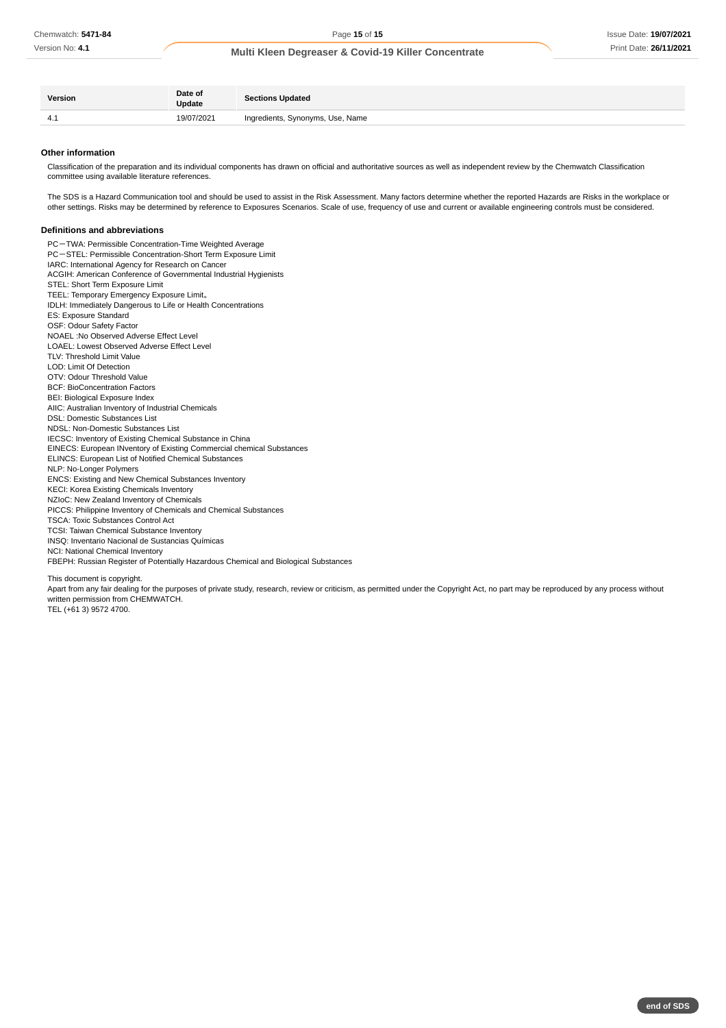| Version | Date of Update | Sections Updated |
| --- | --- | --- |
| 4.1 | 19/07/2021 | Ingredients, Synonyms, Use, Name |

### Other information

Classification of the preparation and its individual components has drawn on official and authoritative sources as well as independent review by the Chemwatch Classification committee using available literature references.

The SDS is a Hazard Communication tool and should be used to assist in the Risk Assessment. Many factors determine whether the reported Hazards are Risks in the workplace or other settings. Risks may be determined by reference to Exposures Scenarios. Scale of use, frequency of use and current or available engineering controls must be considered.

### Definitions and abbreviations

PC－TWA: Permissible Concentration-Time Weighted Average
PC－STEL: Permissible Concentration-Short Term Exposure Limit
IARC: International Agency for Research on Cancer
ACGIH: American Conference of Governmental Industrial Hygienists
STEL: Short Term Exposure Limit
TEEL: Temporary Emergency Exposure Limit。
IDLH: Immediately Dangerous to Life or Health Concentrations
ES: Exposure Standard
OSF: Odour Safety Factor
NOAEL :No Observed Adverse Effect Level
LOAEL: Lowest Observed Adverse Effect Level
TLV: Threshold Limit Value
LOD: Limit Of Detection
OTV: Odour Threshold Value
BCF: BioConcentration Factors
BEI: Biological Exposure Index
AIIC: Australian Inventory of Industrial Chemicals
DSL: Domestic Substances List
NDSL: Non-Domestic Substances List
IECSC: Inventory of Existing Chemical Substance in China
EINECS: European INventory of Existing Commercial chemical Substances
ELINCS: European List of Notified Chemical Substances
NLP: No-Longer Polymers
ENCS: Existing and New Chemical Substances Inventory
KECI: Korea Existing Chemicals Inventory
NZIoC: New Zealand Inventory of Chemicals
PICCS: Philippine Inventory of Chemicals and Chemical Substances
TSCA: Toxic Substances Control Act
TCSI: Taiwan Chemical Substance Inventory
INSQ: Inventario Nacional de Sustancias Químicas
NCI: National Chemical Inventory
FBEPH: Russian Register of Potentially Hazardous Chemical and Biological Substances

This document is copyright.
Apart from any fair dealing for the purposes of private study, research, review or criticism, as permitted under the Copyright Act, no part may be reproduced by any process without written permission from CHEMWATCH.
TEL (+61 3) 9572 4700.

end of SDS